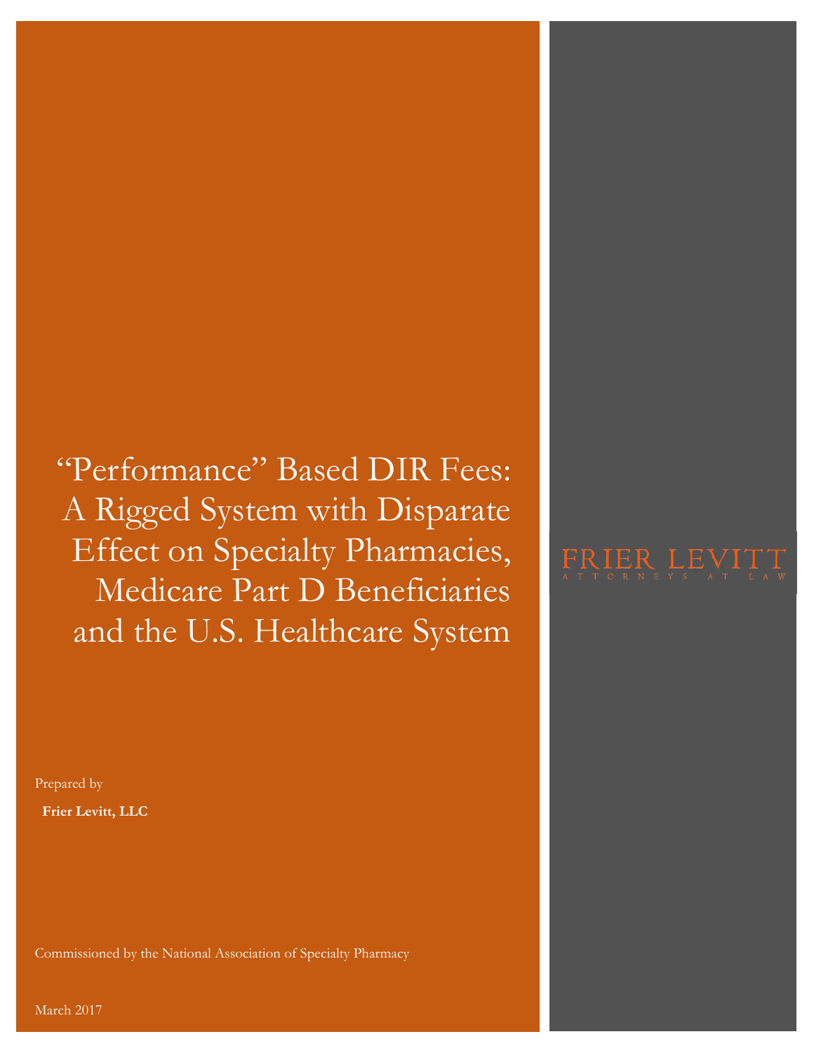# "Performance" Based DIR Fees: A Rigged System with Disparate Effect on Specialty Pharmacies, Medicare Part D Beneficiaries and the U.S. Healthcare System

FRIER LEVITT

ATTORNEYS AT LAW

Prepared by

**Frier Levitt, LLC**

Commissioned by the National Association of Specialty Pharmacy

March 2017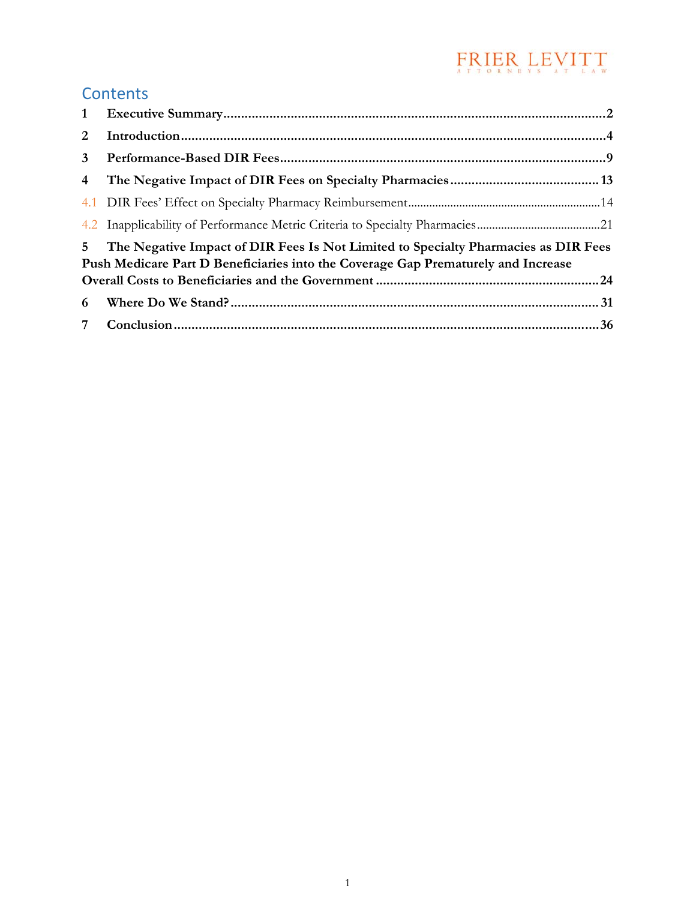# Contents

**1 Executive Summary** ........................................................ 2

**2 Introduction** ........................................................ 4

**3 Performance-Based DIR Fees** ........................................................ 9

**4 The Negative Impact of DIR Fees on Specialty Pharmacies** ........................................................ 13

4.1 DIR Fees' Effect on Specialty Pharmacy Reimbursement ........................................................ 14

4.2 Inapplicability of Performance Metric Criteria to Specialty Pharmacies ........................................................ 21

**5 The Negative Impact of DIR Fees Is Not Limited to Specialty Pharmacies as DIR Fees Push Medicare Part D Beneficiaries into the Coverage Gap Prematurely and Increase Overall Costs to Beneficiaries and the Government** ........................................................ 24

**6 Where Do We Stand?** ........................................................ 31

**7 Conclusion** ........................................................ 36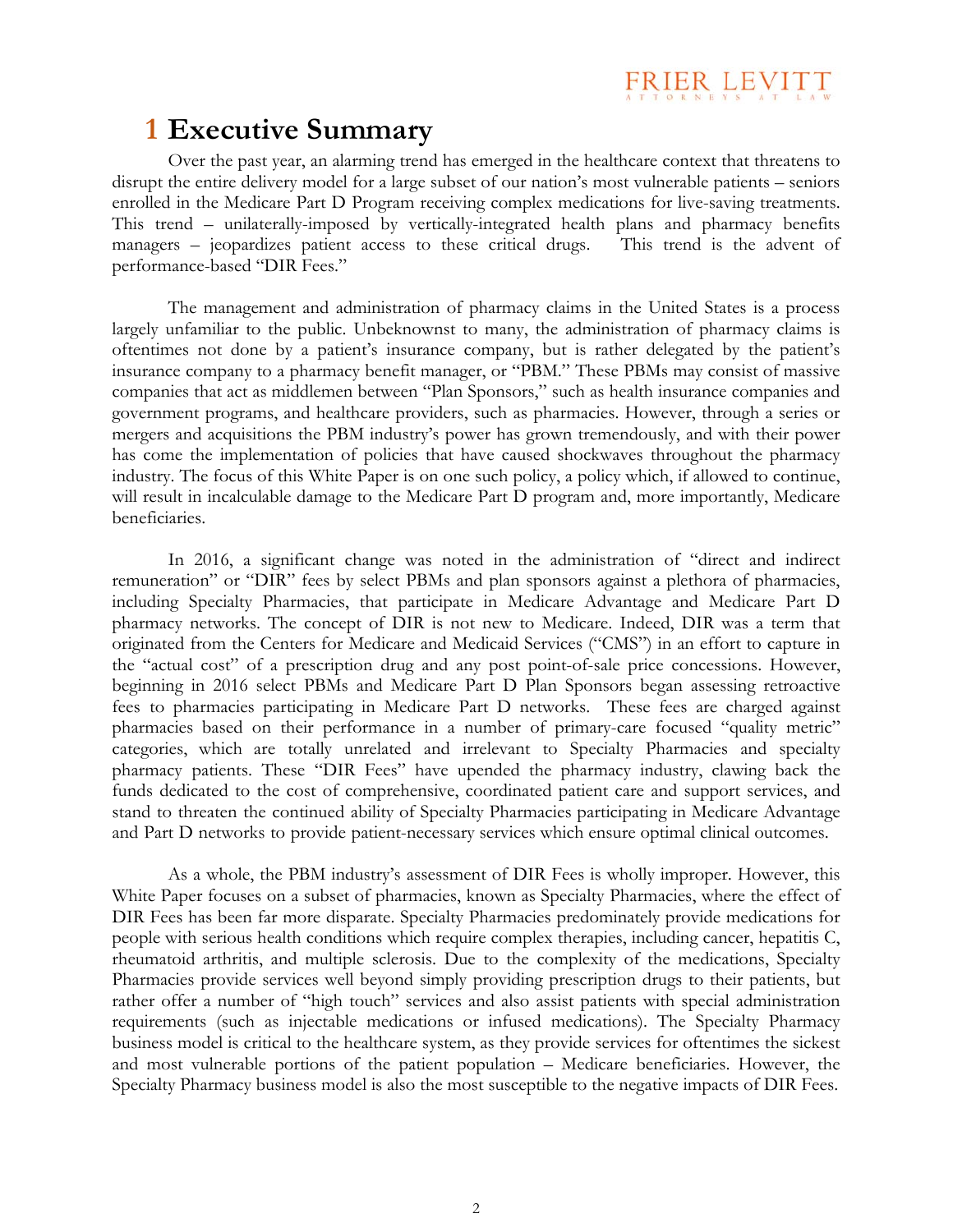# 1 Executive Summary

Over the past year, an alarming trend has emerged in the healthcare context that threatens to disrupt the entire delivery model for a large subset of our nation's most vulnerable patients – seniors enrolled in the Medicare Part D Program receiving complex medications for live-saving treatments. This trend – unilaterally-imposed by vertically-integrated health plans and pharmacy benefits managers – jeopardizes patient access to these critical drugs. This trend is the advent of performance-based "DIR Fees."

The management and administration of pharmacy claims in the United States is a process largely unfamiliar to the public. Unbeknownst to many, the administration of pharmacy claims is oftentimes not done by a patient's insurance company, but is rather delegated by the patient's insurance company to a pharmacy benefit manager, or "PBM." These PBMs may consist of massive companies that act as middlemen between "Plan Sponsors," such as health insurance companies and government programs, and healthcare providers, such as pharmacies. However, through a series or mergers and acquisitions the PBM industry's power has grown tremendously, and with their power has come the implementation of policies that have caused shockwaves throughout the pharmacy industry. The focus of this White Paper is on one such policy, a policy which, if allowed to continue, will result in incalculable damage to the Medicare Part D program and, more importantly, Medicare beneficiaries.

In 2016, a significant change was noted in the administration of "direct and indirect remuneration" or "DIR" fees by select PBMs and plan sponsors against a plethora of pharmacies, including Specialty Pharmacies, that participate in Medicare Advantage and Medicare Part D pharmacy networks. The concept of DIR is not new to Medicare. Indeed, DIR was a term that originated from the Centers for Medicare and Medicaid Services ("CMS") in an effort to capture in the "actual cost" of a prescription drug and any post point-of-sale price concessions. However, beginning in 2016 select PBMs and Medicare Part D Plan Sponsors began assessing retroactive fees to pharmacies participating in Medicare Part D networks. These fees are charged against pharmacies based on their performance in a number of primary-care focused "quality metric" categories, which are totally unrelated and irrelevant to Specialty Pharmacies and specialty pharmacy patients. These "DIR Fees" have upended the pharmacy industry, clawing back the funds dedicated to the cost of comprehensive, coordinated patient care and support services, and stand to threaten the continued ability of Specialty Pharmacies participating in Medicare Advantage and Part D networks to provide patient-necessary services which ensure optimal clinical outcomes.

As a whole, the PBM industry's assessment of DIR Fees is wholly improper. However, this White Paper focuses on a subset of pharmacies, known as Specialty Pharmacies, where the effect of DIR Fees has been far more disparate. Specialty Pharmacies predominately provide medications for people with serious health conditions which require complex therapies, including cancer, hepatitis C, rheumatoid arthritis, and multiple sclerosis. Due to the complexity of the medications, Specialty Pharmacies provide services well beyond simply providing prescription drugs to their patients, but rather offer a number of "high touch" services and also assist patients with special administration requirements (such as injectable medications or infused medications). The Specialty Pharmacy business model is critical to the healthcare system, as they provide services for oftentimes the sickest and most vulnerable portions of the patient population – Medicare beneficiaries. However, the Specialty Pharmacy business model is also the most susceptible to the negative impacts of DIR Fees.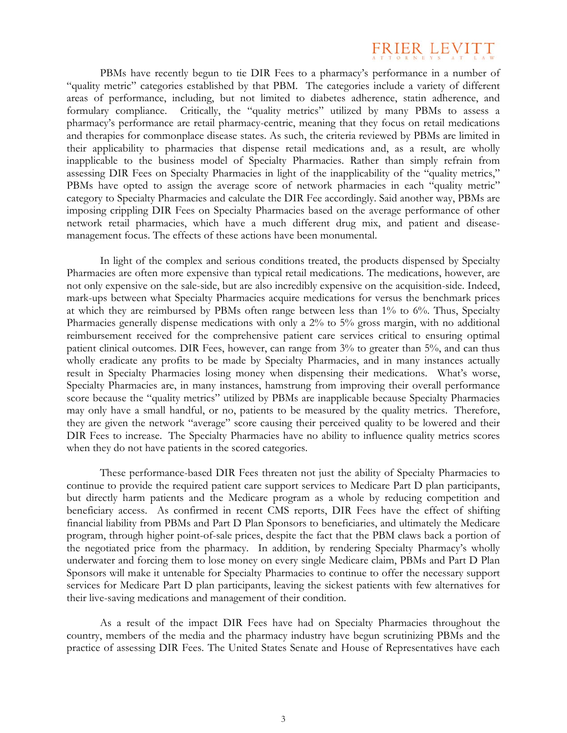PBMs have recently begun to tie DIR Fees to a pharmacy's performance in a number of "quality metric" categories established by that PBM. The categories include a variety of different areas of performance, including, but not limited to diabetes adherence, statin adherence, and formulary compliance. Critically, the "quality metrics" utilized by many PBMs to assess a pharmacy's performance are retail pharmacy-centric, meaning that they focus on retail medications and therapies for commonplace disease states. As such, the criteria reviewed by PBMs are limited in their applicability to pharmacies that dispense retail medications and, as a result, are wholly inapplicable to the business model of Specialty Pharmacies. Rather than simply refrain from assessing DIR Fees on Specialty Pharmacies in light of the inapplicability of the "quality metrics," PBMs have opted to assign the average score of network pharmacies in each "quality metric" category to Specialty Pharmacies and calculate the DIR Fee accordingly. Said another way, PBMs are imposing crippling DIR Fees on Specialty Pharmacies based on the average performance of other network retail pharmacies, which have a much different drug mix, and patient and disease-management focus. The effects of these actions have been monumental.

In light of the complex and serious conditions treated, the products dispensed by Specialty Pharmacies are often more expensive than typical retail medications. The medications, however, are not only expensive on the sale-side, but are also incredibly expensive on the acquisition-side. Indeed, mark-ups between what Specialty Pharmacies acquire medications for versus the benchmark prices at which they are reimbursed by PBMs often range between less than 1% to 6%. Thus, Specialty Pharmacies generally dispense medications with only a 2% to 5% gross margin, with no additional reimbursement received for the comprehensive patient care services critical to ensuring optimal patient clinical outcomes. DIR Fees, however, can range from 3% to greater than 5%, and can thus wholly eradicate any profits to be made by Specialty Pharmacies, and in many instances actually result in Specialty Pharmacies losing money when dispensing their medications. What's worse, Specialty Pharmacies are, in many instances, hamstrung from improving their overall performance score because the "quality metrics" utilized by PBMs are inapplicable because Specialty Pharmacies may only have a small handful, or no, patients to be measured by the quality metrics. Therefore, they are given the network "average" score causing their perceived quality to be lowered and their DIR Fees to increase. The Specialty Pharmacies have no ability to influence quality metrics scores when they do not have patients in the scored categories.

These performance-based DIR Fees threaten not just the ability of Specialty Pharmacies to continue to provide the required patient care support services to Medicare Part D plan participants, but directly harm patients and the Medicare program as a whole by reducing competition and beneficiary access. As confirmed in recent CMS reports, DIR Fees have the effect of shifting financial liability from PBMs and Part D Plan Sponsors to beneficiaries, and ultimately the Medicare program, through higher point-of-sale prices, despite the fact that the PBM claws back a portion of the negotiated price from the pharmacy. In addition, by rendering Specialty Pharmacy's wholly underwater and forcing them to lose money on every single Medicare claim, PBMs and Part D Plan Sponsors will make it untenable for Specialty Pharmacies to continue to offer the necessary support services for Medicare Part D plan participants, leaving the sickest patients with few alternatives for their live-saving medications and management of their condition.

As a result of the impact DIR Fees have had on Specialty Pharmacies throughout the country, members of the media and the pharmacy industry have begun scrutinizing PBMs and the practice of assessing DIR Fees. The United States Senate and House of Representatives have each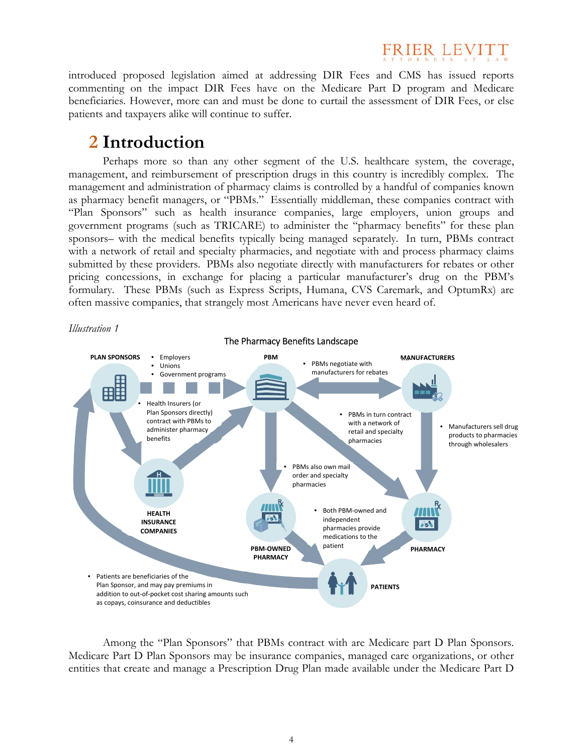introduced proposed legislation aimed at addressing DIR Fees and CMS has issued reports commenting on the impact DIR Fees have on the Medicare Part D program and Medicare beneficiaries. However, more can and must be done to curtail the assessment of DIR Fees, or else patients and taxpayers alike will continue to suffer.

# 2 Introduction

Perhaps more so than any other segment of the U.S. healthcare system, the coverage, management, and reimbursement of prescription drugs in this country is incredibly complex. The management and administration of pharmacy claims is controlled by a handful of companies known as pharmacy benefit managers, or "PBMs." Essentially middleman, these companies contract with "Plan Sponsors" such as health insurance companies, large employers, union groups and government programs (such as TRICARE) to administer the "pharmacy benefits" for these plan sponsors– with the medical benefits typically being managed separately. In turn, PBMs contract with a network of retail and specialty pharmacies, and negotiate with and process pharmacy claims submitted by these providers. PBMs also negotiate directly with manufacturers for rebates or other pricing concessions, in exchange for placing a particular manufacturer's drug on the PBM's formulary. These PBMs (such as Express Scripts, Humana, CVS Caremark, and OptumRx) are often massive companies, that strangely most Americans have never even heard of.

*Illustration 1*

The Pharmacy Benefits Landscape

Among the "Plan Sponsors" that PBMs contract with are Medicare part D Plan Sponsors. Medicare Part D Plan Sponsors may be insurance companies, managed care organizations, or other entities that create and manage a Prescription Drug Plan made available under the Medicare Part D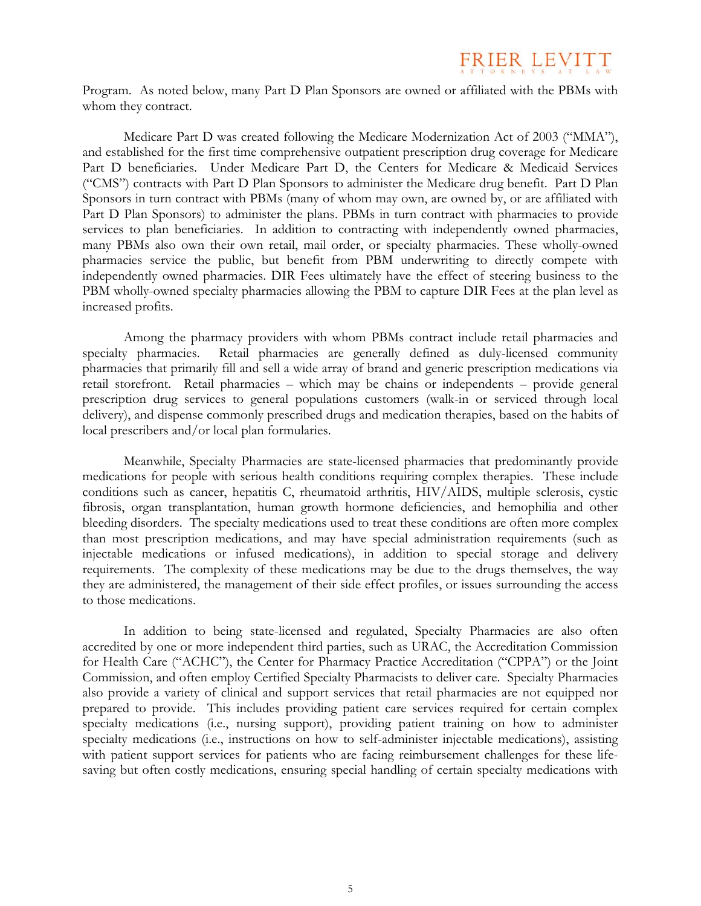Program. As noted below, many Part D Plan Sponsors are owned or affiliated with the PBMs with whom they contract.

Medicare Part D was created following the Medicare Modernization Act of 2003 ("MMA"), and established for the first time comprehensive outpatient prescription drug coverage for Medicare Part D beneficiaries. Under Medicare Part D, the Centers for Medicare & Medicaid Services ("CMS") contracts with Part D Plan Sponsors to administer the Medicare drug benefit. Part D Plan Sponsors in turn contract with PBMs (many of whom may own, are owned by, or are affiliated with Part D Plan Sponsors) to administer the plans. PBMs in turn contract with pharmacies to provide services to plan beneficiaries. In addition to contracting with independently owned pharmacies, many PBMs also own their own retail, mail order, or specialty pharmacies. These wholly-owned pharmacies service the public, but benefit from PBM underwriting to directly compete with independently owned pharmacies. DIR Fees ultimately have the effect of steering business to the PBM wholly-owned specialty pharmacies allowing the PBM to capture DIR Fees at the plan level as increased profits.

Among the pharmacy providers with whom PBMs contract include retail pharmacies and specialty pharmacies. Retail pharmacies are generally defined as duly-licensed community pharmacies that primarily fill and sell a wide array of brand and generic prescription medications via retail storefront. Retail pharmacies – which may be chains or independents – provide general prescription drug services to general populations customers (walk-in or serviced through local delivery), and dispense commonly prescribed drugs and medication therapies, based on the habits of local prescribers and/or local plan formularies.

Meanwhile, Specialty Pharmacies are state-licensed pharmacies that predominantly provide medications for people with serious health conditions requiring complex therapies. These include conditions such as cancer, hepatitis C, rheumatoid arthritis, HIV/AIDS, multiple sclerosis, cystic fibrosis, organ transplantation, human growth hormone deficiencies, and hemophilia and other bleeding disorders. The specialty medications used to treat these conditions are often more complex than most prescription medications, and may have special administration requirements (such as injectable medications or infused medications), in addition to special storage and delivery requirements. The complexity of these medications may be due to the drugs themselves, the way they are administered, the management of their side effect profiles, or issues surrounding the access to those medications.

In addition to being state-licensed and regulated, Specialty Pharmacies are also often accredited by one or more independent third parties, such as URAC, the Accreditation Commission for Health Care ("ACHC"), the Center for Pharmacy Practice Accreditation ("CPPA") or the Joint Commission, and often employ Certified Specialty Pharmacists to deliver care. Specialty Pharmacies also provide a variety of clinical and support services that retail pharmacies are not equipped nor prepared to provide. This includes providing patient care services required for certain complex specialty medications (i.e., nursing support), providing patient training on how to administer specialty medications (i.e., instructions on how to self-administer injectable medications), assisting with patient support services for patients who are facing reimbursement challenges for these life-saving but often costly medications, ensuring special handling of certain specialty medications with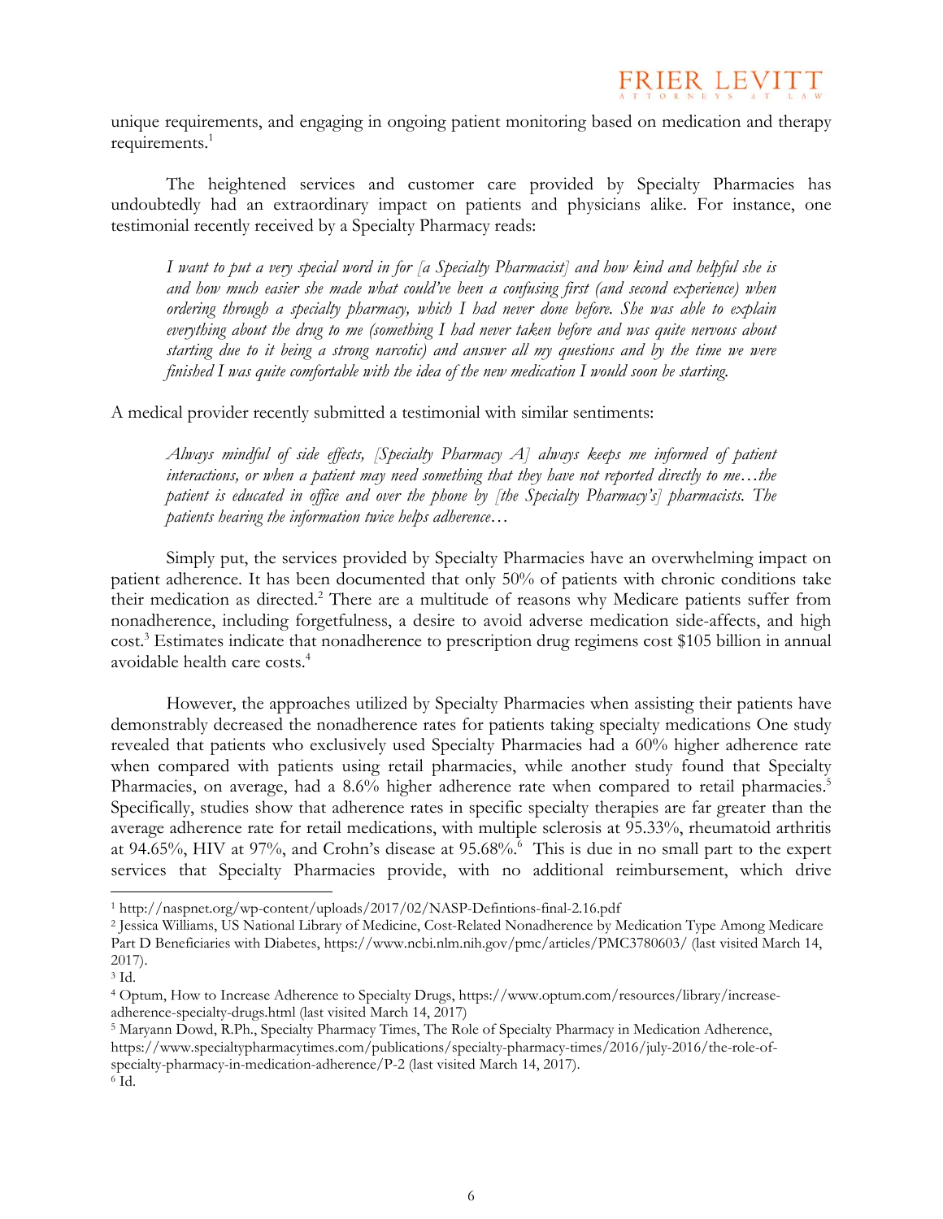unique requirements, and engaging in ongoing patient monitoring based on medication and therapy requirements.[1]

The heightened services and customer care provided by Specialty Pharmacies has undoubtedly had an extraordinary impact on patients and physicians alike. For instance, one testimonial recently received by a Specialty Pharmacy reads:

> *I want to put a very special word in for [a Specialty Pharmacist] and how kind and helpful she is and how much easier she made what could've been a confusing first (and second experience) when ordering through a specialty pharmacy, which I had never done before. She was able to explain everything about the drug to me (something I had never taken before and was quite nervous about starting due to it being a strong narcotic) and answer all my questions and by the time we were finished I was quite comfortable with the idea of the new medication I would soon be starting.*

A medical provider recently submitted a testimonial with similar sentiments:

> *Always mindful of side effects, [Specialty Pharmacy A] always keeps me informed of patient interactions, or when a patient may need something that they have not reported directly to me…the patient is educated in office and over the phone by [the Specialty Pharmacy's] pharmacists. The patients hearing the information twice helps adherence…*

Simply put, the services provided by Specialty Pharmacies have an overwhelming impact on patient adherence. It has been documented that only 50% of patients with chronic conditions take their medication as directed.[2] There are a multitude of reasons why Medicare patients suffer from nonadherence, including forgetfulness, a desire to avoid adverse medication side-affects, and high cost.[3] Estimates indicate that nonadherence to prescription drug regimens cost $105 billion in annual avoidable health care costs.[4]

However, the approaches utilized by Specialty Pharmacies when assisting their patients have demonstrably decreased the nonadherence rates for patients taking specialty medications One study revealed that patients who exclusively used Specialty Pharmacies had a 60% higher adherence rate when compared with patients using retail pharmacies, while another study found that Specialty Pharmacies, on average, had a 8.6% higher adherence rate when compared to retail pharmacies.[5] Specifically, studies show that adherence rates in specific specialty therapies are far greater than the average adherence rate for retail medications, with multiple sclerosis at 95.33%, rheumatoid arthritis at 94.65%, HIV at 97%, and Crohn's disease at 95.68%.[6] This is due in no small part to the expert services that Specialty Pharmacies provide, with no additional reimbursement, which drive

---

[1] http://naspnet.org/wp-content/uploads/2017/02/NASP-Defintions-final-2.16.pdf

[2] Jessica Williams, US National Library of Medicine, Cost-Related Nonadherence by Medication Type Among Medicare Part D Beneficiaries with Diabetes, https://www.ncbi.nlm.nih.gov/pmc/articles/PMC3780603/ (last visited March 14, 2017).

[3] Id.

[4] Optum, How to Increase Adherence to Specialty Drugs, https://www.optum.com/resources/library/increase-adherence-specialty-drugs.html (last visited March 14, 2017)

[5] Maryann Dowd, R.Ph., Specialty Pharmacy Times, The Role of Specialty Pharmacy in Medication Adherence, https://www.specialtypharmacytimes.com/publications/specialty-pharmacy-times/2016/july-2016/the-role-of-specialty-pharmacy-in-medication-adherence/P-2 (last visited March 14, 2017).

[6] Id.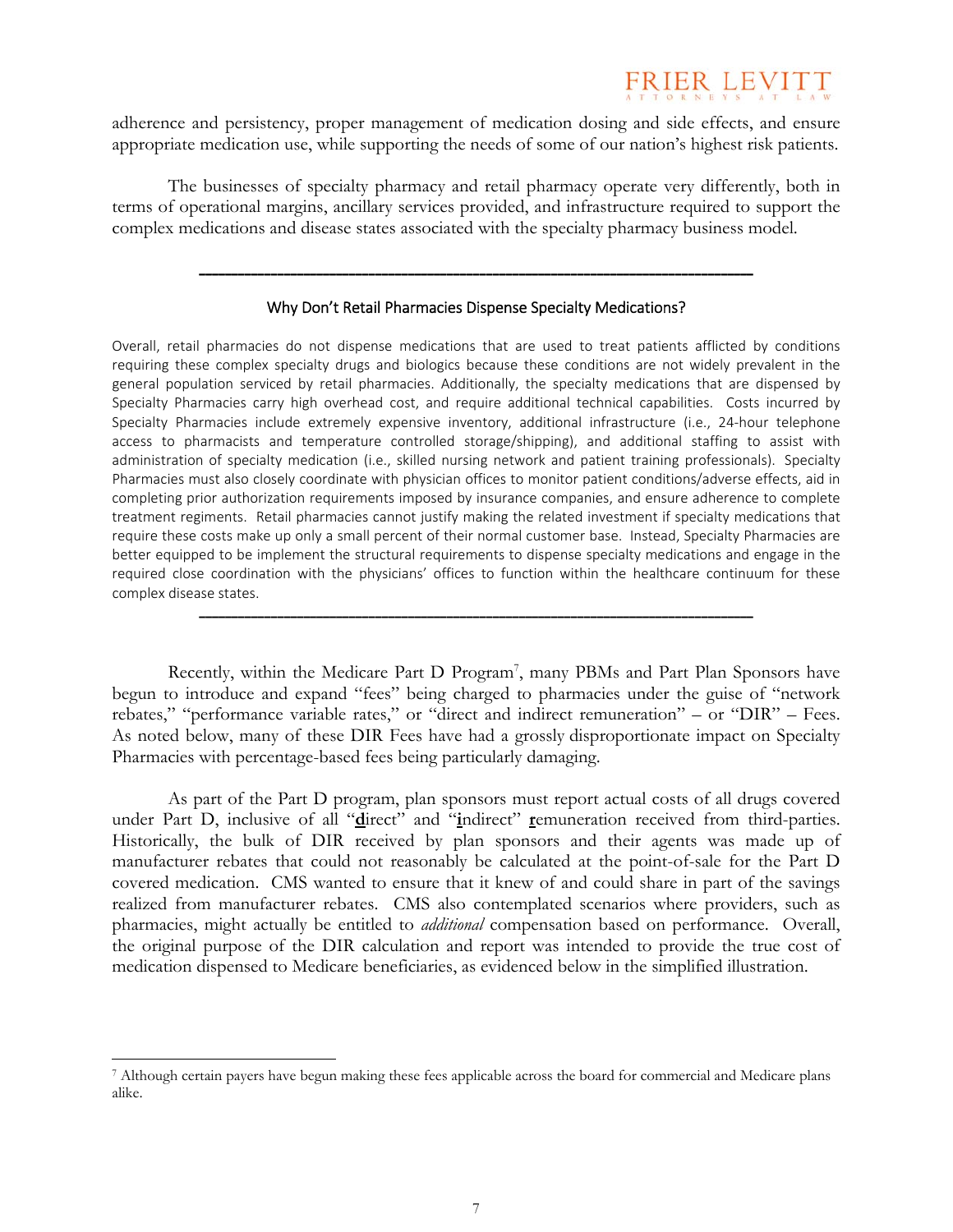adherence and persistency, proper management of medication dosing and side effects, and ensure appropriate medication use, while supporting the needs of some of our nation's highest risk patients.

The businesses of specialty pharmacy and retail pharmacy operate very differently, both in terms of operational margins, ancillary services provided, and infrastructure required to support the complex medications and disease states associated with the specialty pharmacy business model.

---

### Why Don't Retail Pharmacies Dispense Specialty Medications?

Overall, retail pharmacies do not dispense medications that are used to treat patients afflicted by conditions requiring these complex specialty drugs and biologics because these conditions are not widely prevalent in the general population serviced by retail pharmacies. Additionally, the specialty medications that are dispensed by Specialty Pharmacies carry high overhead cost, and require additional technical capabilities. Costs incurred by Specialty Pharmacies include extremely expensive inventory, additional infrastructure (i.e., 24-hour telephone access to pharmacists and temperature controlled storage/shipping), and additional staffing to assist with administration of specialty medication (i.e., skilled nursing network and patient training professionals). Specialty Pharmacies must also closely coordinate with physician offices to monitor patient conditions/adverse effects, aid in completing prior authorization requirements imposed by insurance companies, and ensure adherence to complete treatment regiments. Retail pharmacies cannot justify making the related investment if specialty medications that require these costs make up only a small percent of their normal customer base. Instead, Specialty Pharmacies are better equipped to be implement the structural requirements to dispense specialty medications and engage in the required close coordination with the physicians' offices to function within the healthcare continuum for these complex disease states.

---

Recently, within the Medicare Part D Program[7], many PBMs and Part Plan Sponsors have begun to introduce and expand "fees" being charged to pharmacies under the guise of "network rebates," "performance variable rates," or "direct and indirect remuneration" – or "DIR" – Fees. As noted below, many of these DIR Fees have had a grossly disproportionate impact on Specialty Pharmacies with percentage-based fees being particularly damaging.

As part of the Part D program, plan sponsors must report actual costs of all drugs covered under Part D, inclusive of all "**d**irect" and "**i**ndirect" **r**emuneration received from third-parties. Historically, the bulk of DIR received by plan sponsors and their agents was made up of manufacturer rebates that could not reasonably be calculated at the point-of-sale for the Part D covered medication. CMS wanted to ensure that it knew of and could share in part of the savings realized from manufacturer rebates. CMS also contemplated scenarios where providers, such as pharmacies, might actually be entitled to *additional* compensation based on performance. Overall, the original purpose of the DIR calculation and report was intended to provide the true cost of medication dispensed to Medicare beneficiaries, as evidenced below in the simplified illustration.

[7] Although certain payers have begun making these fees applicable across the board for commercial and Medicare plans alike.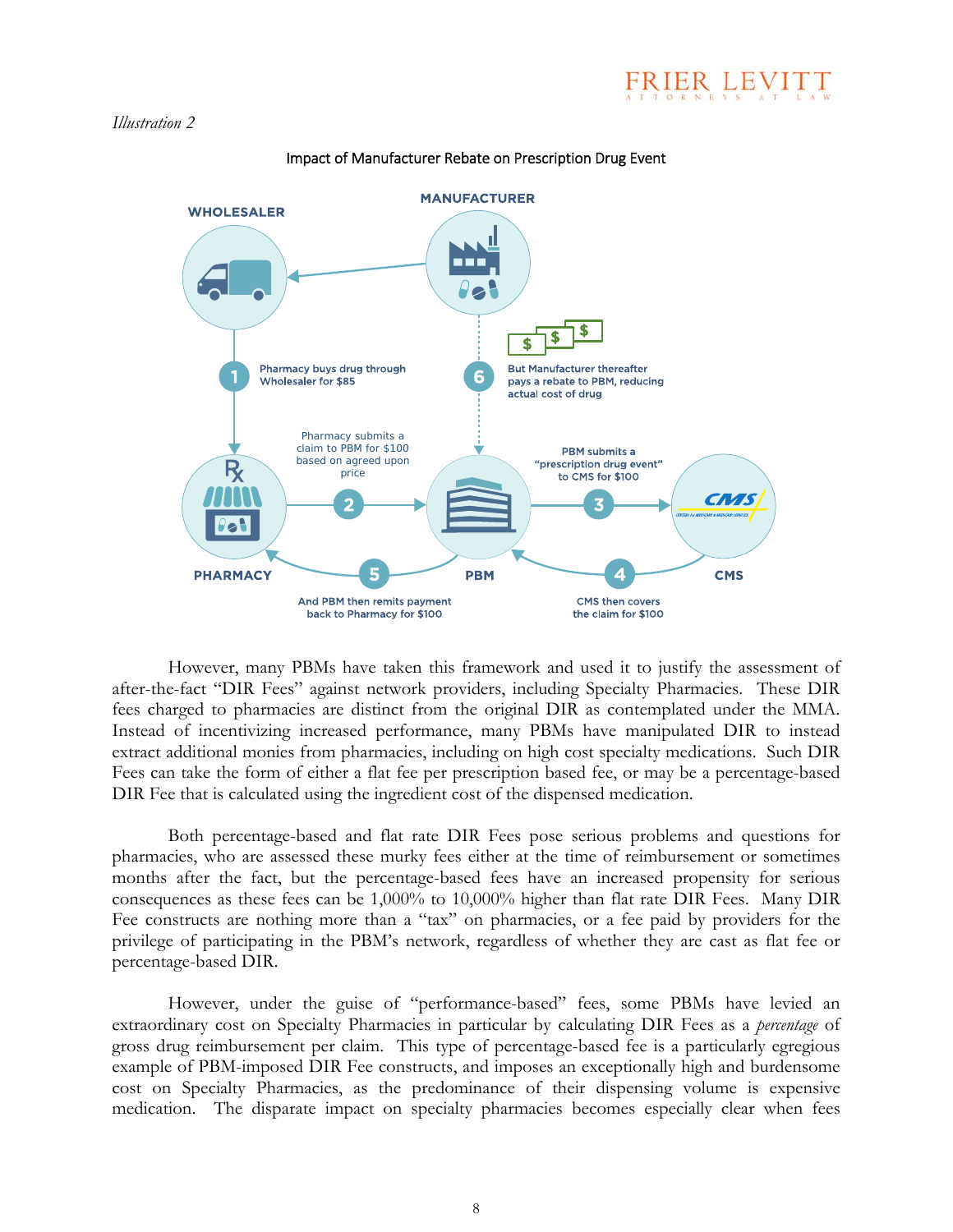*Illustration 2*

Impact of Manufacturer Rebate on Prescription Drug Event

WHOLESALER

MANUFACTURER

1 Pharmacy buys drug through Wholesaler for $85

6 But Manufacturer thereafter pays a rebate to PBM, reducing actual cost of drug

2 Pharmacy submits a claim to PBM for $100 based on agreed upon price

3 PBM submits a "prescription drug event" to CMS for $100

PHARMACY

PBM

CMS

5 And PBM then remits payment back to Pharmacy for $100

4 CMS then covers the claim for $100

However, many PBMs have taken this framework and used it to justify the assessment of after-the-fact "DIR Fees" against network providers, including Specialty Pharmacies. These DIR fees charged to pharmacies are distinct from the original DIR as contemplated under the MMA. Instead of incentivizing increased performance, many PBMs have manipulated DIR to instead extract additional monies from pharmacies, including on high cost specialty medications. Such DIR Fees can take the form of either a flat fee per prescription based fee, or may be a percentage-based DIR Fee that is calculated using the ingredient cost of the dispensed medication.

Both percentage-based and flat rate DIR Fees pose serious problems and questions for pharmacies, who are assessed these murky fees either at the time of reimbursement or sometimes months after the fact, but the percentage-based fees have an increased propensity for serious consequences as these fees can be 1,000% to 10,000% higher than flat rate DIR Fees. Many DIR Fee constructs are nothing more than a "tax" on pharmacies, or a fee paid by providers for the privilege of participating in the PBM's network, regardless of whether they are cast as flat fee or percentage-based DIR.

However, under the guise of "performance-based" fees, some PBMs have levied an extraordinary cost on Specialty Pharmacies in particular by calculating DIR Fees as a *percentage* of gross drug reimbursement per claim. This type of percentage-based fee is a particularly egregious example of PBM-imposed DIR Fee constructs, and imposes an exceptionally high and burdensome cost on Specialty Pharmacies, as the predominance of their dispensing volume is expensive medication. The disparate impact on specialty pharmacies becomes especially clear when fees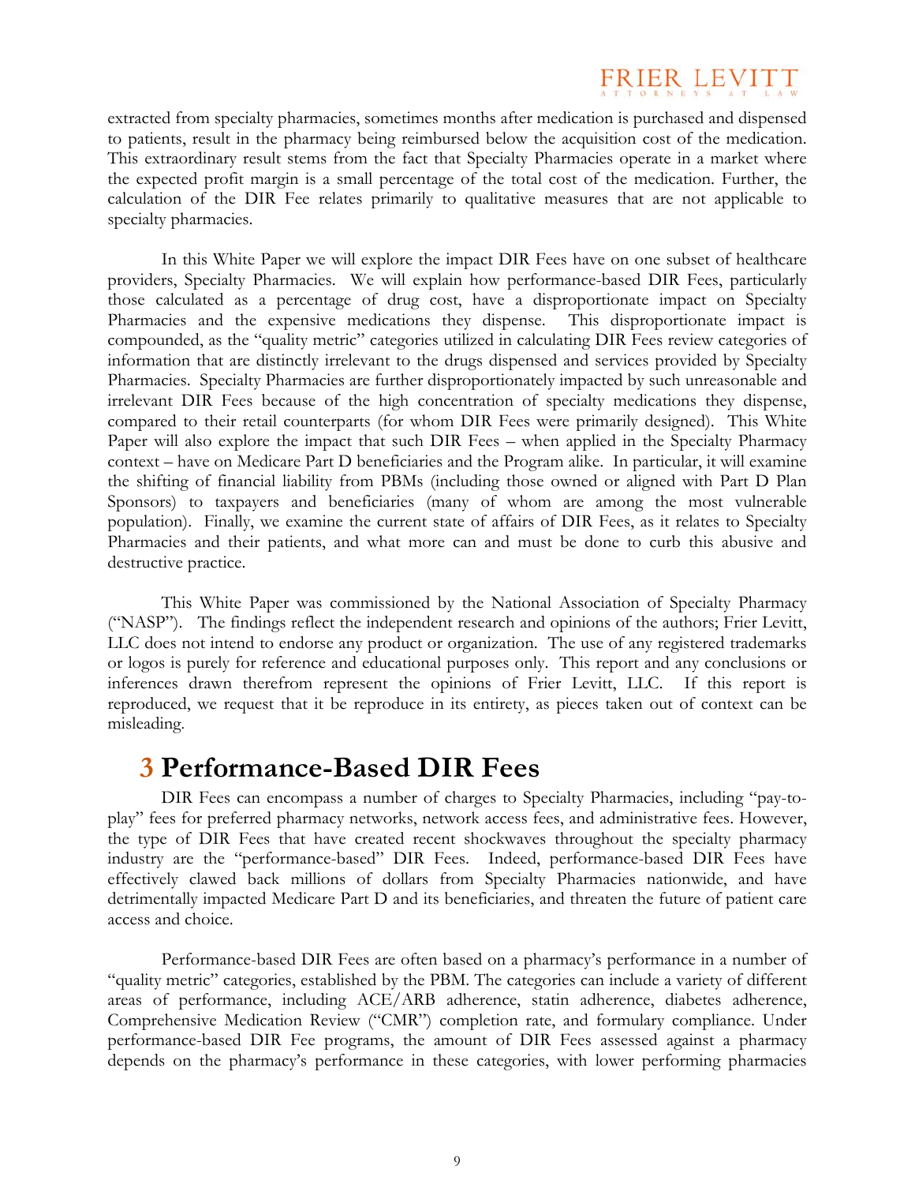extracted from specialty pharmacies, sometimes months after medication is purchased and dispensed to patients, result in the pharmacy being reimbursed below the acquisition cost of the medication. This extraordinary result stems from the fact that Specialty Pharmacies operate in a market where the expected profit margin is a small percentage of the total cost of the medication. Further, the calculation of the DIR Fee relates primarily to qualitative measures that are not applicable to specialty pharmacies.

In this White Paper we will explore the impact DIR Fees have on one subset of healthcare providers, Specialty Pharmacies. We will explain how performance-based DIR Fees, particularly those calculated as a percentage of drug cost, have a disproportionate impact on Specialty Pharmacies and the expensive medications they dispense. This disproportionate impact is compounded, as the "quality metric" categories utilized in calculating DIR Fees review categories of information that are distinctly irrelevant to the drugs dispensed and services provided by Specialty Pharmacies. Specialty Pharmacies are further disproportionately impacted by such unreasonable and irrelevant DIR Fees because of the high concentration of specialty medications they dispense, compared to their retail counterparts (for whom DIR Fees were primarily designed). This White Paper will also explore the impact that such DIR Fees – when applied in the Specialty Pharmacy context – have on Medicare Part D beneficiaries and the Program alike. In particular, it will examine the shifting of financial liability from PBMs (including those owned or aligned with Part D Plan Sponsors) to taxpayers and beneficiaries (many of whom are among the most vulnerable population). Finally, we examine the current state of affairs of DIR Fees, as it relates to Specialty Pharmacies and their patients, and what more can and must be done to curb this abusive and destructive practice.

This White Paper was commissioned by the National Association of Specialty Pharmacy ("NASP"). The findings reflect the independent research and opinions of the authors; Frier Levitt, LLC does not intend to endorse any product or organization. The use of any registered trademarks or logos is purely for reference and educational purposes only. This report and any conclusions or inferences drawn therefrom represent the opinions of Frier Levitt, LLC. If this report is reproduced, we request that it be reproduce in its entirety, as pieces taken out of context can be misleading.

# 3 Performance-Based DIR Fees

DIR Fees can encompass a number of charges to Specialty Pharmacies, including "pay-to-play" fees for preferred pharmacy networks, network access fees, and administrative fees. However, the type of DIR Fees that have created recent shockwaves throughout the specialty pharmacy industry are the "performance-based" DIR Fees. Indeed, performance-based DIR Fees have effectively clawed back millions of dollars from Specialty Pharmacies nationwide, and have detrimentally impacted Medicare Part D and its beneficiaries, and threaten the future of patient care access and choice.

Performance-based DIR Fees are often based on a pharmacy's performance in a number of "quality metric" categories, established by the PBM. The categories can include a variety of different areas of performance, including ACE/ARB adherence, statin adherence, diabetes adherence, Comprehensive Medication Review ("CMR") completion rate, and formulary compliance. Under performance-based DIR Fee programs, the amount of DIR Fees assessed against a pharmacy depends on the pharmacy's performance in these categories, with lower performing pharmacies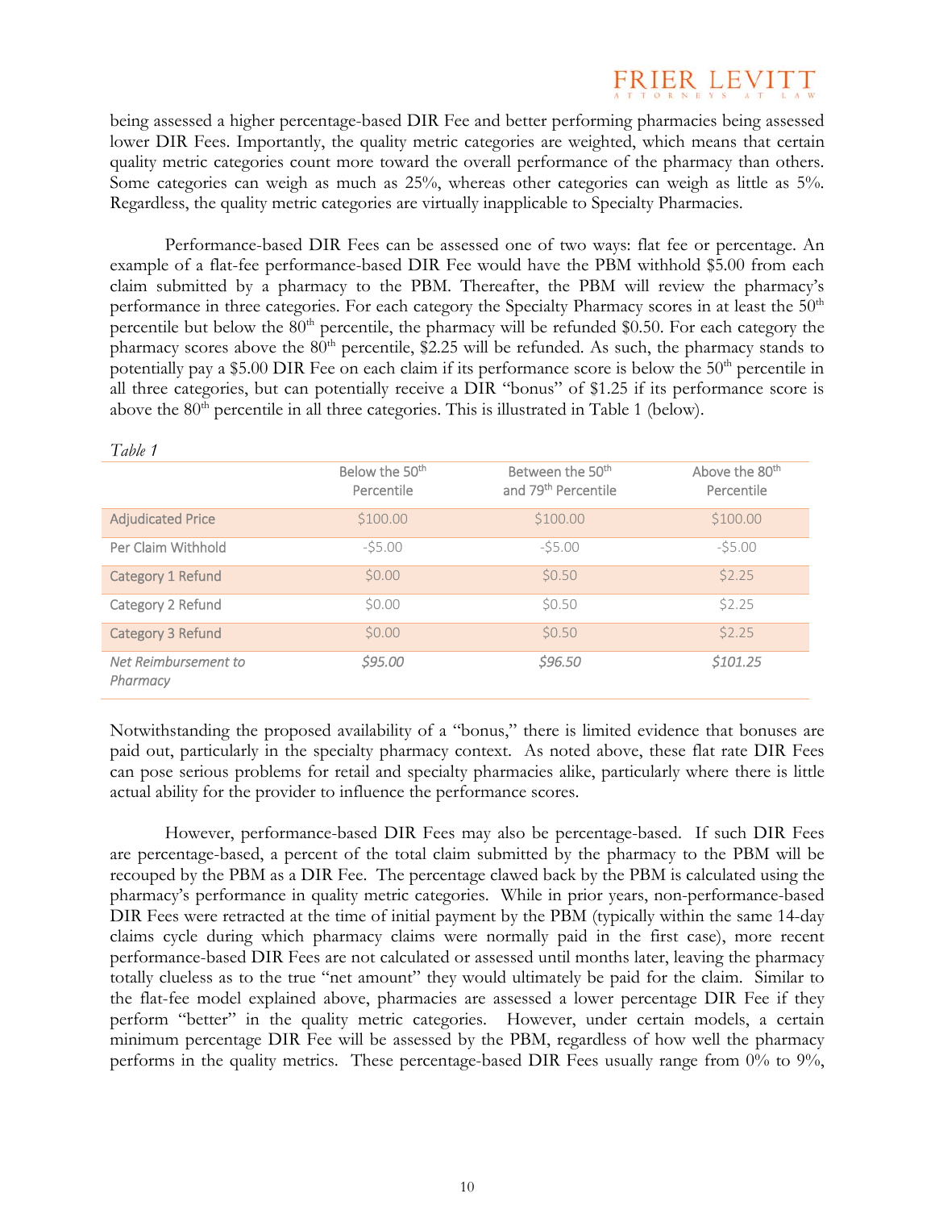being assessed a higher percentage-based DIR Fee and better performing pharmacies being assessed lower DIR Fees. Importantly, the quality metric categories are weighted, which means that certain quality metric categories count more toward the overall performance of the pharmacy than others. Some categories can weigh as much as 25%, whereas other categories can weigh as little as 5%. Regardless, the quality metric categories are virtually inapplicable to Specialty Pharmacies.

Performance-based DIR Fees can be assessed one of two ways: flat fee or percentage. An example of a flat-fee performance-based DIR Fee would have the PBM withhold $5.00 from each claim submitted by a pharmacy to the PBM. Thereafter, the PBM will review the pharmacy's performance in three categories. For each category the Specialty Pharmacy scores in at least the 50th percentile but below the 80th percentile, the pharmacy will be refunded $0.50. For each category the pharmacy scores above the 80th percentile, $2.25 will be refunded. As such, the pharmacy stands to potentially pay a $5.00 DIR Fee on each claim if its performance score is below the 50th percentile in all three categories, but can potentially receive a DIR "bonus" of $1.25 if its performance score is above the 80th percentile in all three categories. This is illustrated in Table 1 (below).

*Table 1*

| | Below the 50th Percentile | Between the 50th and 79th Percentile | Above the 80th Percentile |
|---|---|---|---|
| Adjudicated Price | $100.00 | $100.00 | $100.00 |
| Per Claim Withhold | -$5.00 | -$5.00 | -$5.00 |
| Category 1 Refund | $0.00 | $0.50 | $2.25 |
| Category 2 Refund | $0.00 | $0.50 | $2.25 |
| Category 3 Refund | $0.00 | $0.50 | $2.25 |
| *Net Reimbursement to Pharmacy* | *$95.00* | *$96.50* | *$101.25* |

Notwithstanding the proposed availability of a "bonus," there is limited evidence that bonuses are paid out, particularly in the specialty pharmacy context. As noted above, these flat rate DIR Fees can pose serious problems for retail and specialty pharmacies alike, particularly where there is little actual ability for the provider to influence the performance scores.

However, performance-based DIR Fees may also be percentage-based. If such DIR Fees are percentage-based, a percent of the total claim submitted by the pharmacy to the PBM will be recouped by the PBM as a DIR Fee. The percentage clawed back by the PBM is calculated using the pharmacy's performance in quality metric categories. While in prior years, non-performance-based DIR Fees were retracted at the time of initial payment by the PBM (typically within the same 14-day claims cycle during which pharmacy claims were normally paid in the first case), more recent performance-based DIR Fees are not calculated or assessed until months later, leaving the pharmacy totally clueless as to the true "net amount" they would ultimately be paid for the claim. Similar to the flat-fee model explained above, pharmacies are assessed a lower percentage DIR Fee if they perform "better" in the quality metric categories. However, under certain models, a certain minimum percentage DIR Fee will be assessed by the PBM, regardless of how well the pharmacy performs in the quality metrics. These percentage-based DIR Fees usually range from 0% to 9%,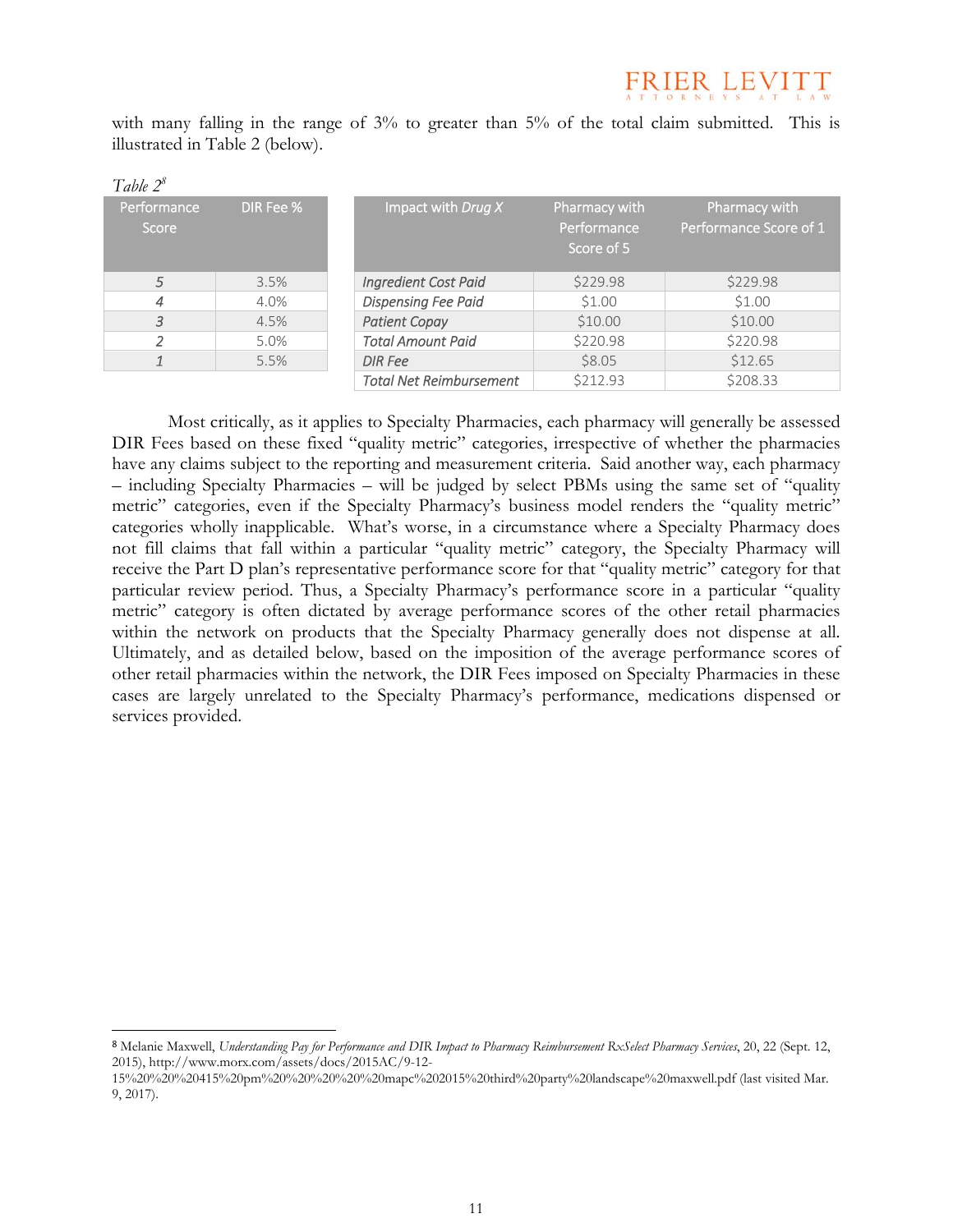with many falling in the range of 3% to greater than 5% of the total claim submitted. This is illustrated in Table 2 (below).

*Table 2*[8]

| Performance Score | DIR Fee % |
|---|---|
| *5* | 3.5% |
| *4* | 4.0% |
| *3* | 4.5% |
| *2* | 5.0% |
| *1* | 5.5% |

| Impact with *Drug X* | Pharmacy with Performance Score of 5 | Pharmacy with Performance Score of 1 |
|---|---|---|
| *Ingredient Cost Paid* | $229.98 | $229.98 |
| *Dispensing Fee Paid* | $1.00 | $1.00 |
| *Patient Copay* | $10.00 | $10.00 |
| *Total Amount Paid* | $220.98 | $220.98 |
| *DIR Fee* | $8.05 | $12.65 |
| *Total Net Reimbursement* | $212.93 | $208.33 |

Most critically, as it applies to Specialty Pharmacies, each pharmacy will generally be assessed DIR Fees based on these fixed "quality metric" categories, irrespective of whether the pharmacies have any claims subject to the reporting and measurement criteria. Said another way, each pharmacy – including Specialty Pharmacies – will be judged by select PBMs using the same set of "quality metric" categories, even if the Specialty Pharmacy's business model renders the "quality metric" categories wholly inapplicable. What's worse, in a circumstance where a Specialty Pharmacy does not fill claims that fall within a particular "quality metric" category, the Specialty Pharmacy will receive the Part D plan's representative performance score for that "quality metric" category for that particular review period. Thus, a Specialty Pharmacy's performance score in a particular "quality metric" category is often dictated by average performance scores of the other retail pharmacies within the network on products that the Specialty Pharmacy generally does not dispense at all. Ultimately, and as detailed below, based on the imposition of the average performance scores of other retail pharmacies within the network, the DIR Fees imposed on Specialty Pharmacies in these cases are largely unrelated to the Specialty Pharmacy's performance, medications dispensed or services provided.

---

[8] Melanie Maxwell, *Understanding Pay for Performance and DIR Impact to Pharmacy Reimbursement RxSelect Pharmacy Services*, 20, 22 (Sept. 12, 2015), http://www.morx.com/assets/docs/2015AC/9-12-15%20%20%20415%20pm%20%20%20%20%20mapc%202015%20third%20party%20landscape%20maxwell.pdf (last visited Mar. 9, 2017).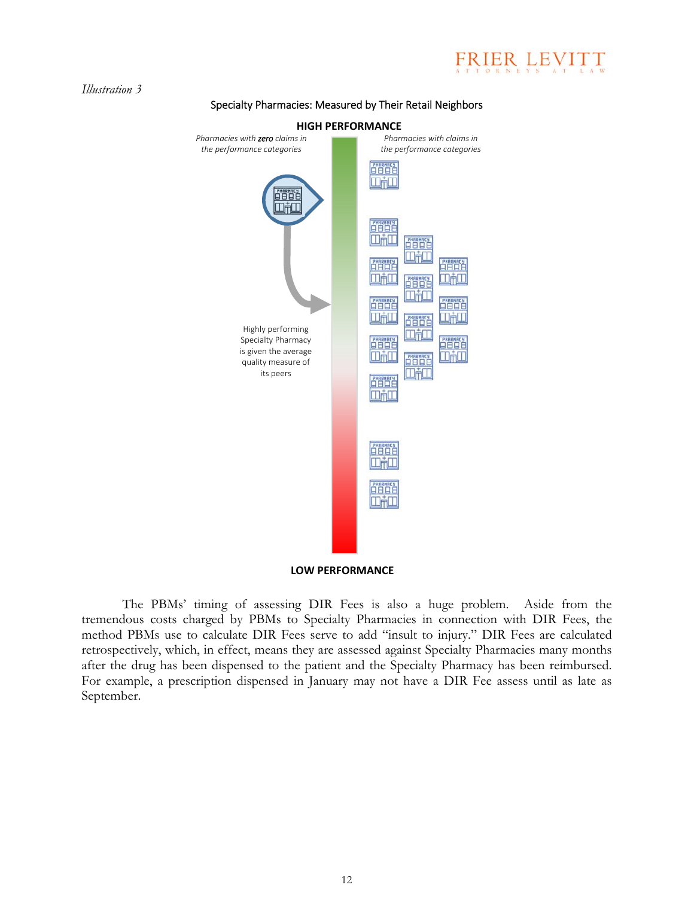*Illustration 3*

Specialty Pharmacies: Measured by Their Retail Neighbors

**HIGH PERFORMANCE**

*Pharmacies with* ***zero*** *claims in the performance categories*

*Pharmacies with claims in the performance categories*

Highly performing Specialty Pharmacy is given the average quality measure of its peers

**LOW PERFORMANCE**

The PBMs' timing of assessing DIR Fees is also a huge problem. Aside from the tremendous costs charged by PBMs to Specialty Pharmacies in connection with DIR Fees, the method PBMs use to calculate DIR Fees serve to add "insult to injury." DIR Fees are calculated retrospectively, which, in effect, means they are assessed against Specialty Pharmacies many months after the drug has been dispensed to the patient and the Specialty Pharmacy has been reimbursed. For example, a prescription dispensed in January may not have a DIR Fee assess until as late as September.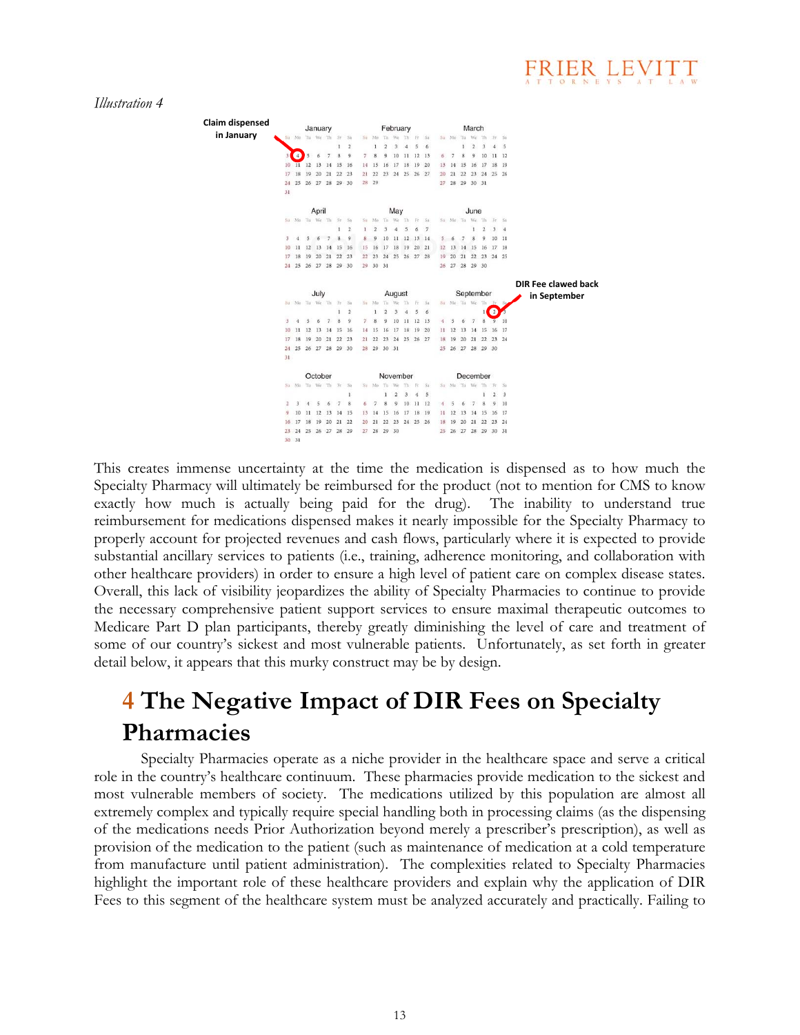*Illustration 4*

Claim dispensed in January

DIR Fee clawed back in September

This creates immense uncertainty at the time the medication is dispensed as to how much the Specialty Pharmacy will ultimately be reimbursed for the product (not to mention for CMS to know exactly how much is actually being paid for the drug). The inability to understand true reimbursement for medications dispensed makes it nearly impossible for the Specialty Pharmacy to properly account for projected revenues and cash flows, particularly where it is expected to provide substantial ancillary services to patients (i.e., training, adherence monitoring, and collaboration with other healthcare providers) in order to ensure a high level of patient care on complex disease states. Overall, this lack of visibility jeopardizes the ability of Specialty Pharmacies to continue to provide the necessary comprehensive patient support services to ensure maximal therapeutic outcomes to Medicare Part D plan participants, thereby greatly diminishing the level of care and treatment of some of our country's sickest and most vulnerable patients. Unfortunately, as set forth in greater detail below, it appears that this murky construct may be by design.

# 4 The Negative Impact of DIR Fees on Specialty Pharmacies

Specialty Pharmacies operate as a niche provider in the healthcare space and serve a critical role in the country's healthcare continuum. These pharmacies provide medication to the sickest and most vulnerable members of society. The medications utilized by this population are almost all extremely complex and typically require special handling both in processing claims (as the dispensing of the medications needs Prior Authorization beyond merely a prescriber's prescription), as well as provision of the medication to the patient (such as maintenance of medication at a cold temperature from manufacture until patient administration). The complexities related to Specialty Pharmacies highlight the important role of these healthcare providers and explain why the application of DIR Fees to this segment of the healthcare system must be analyzed accurately and practically. Failing to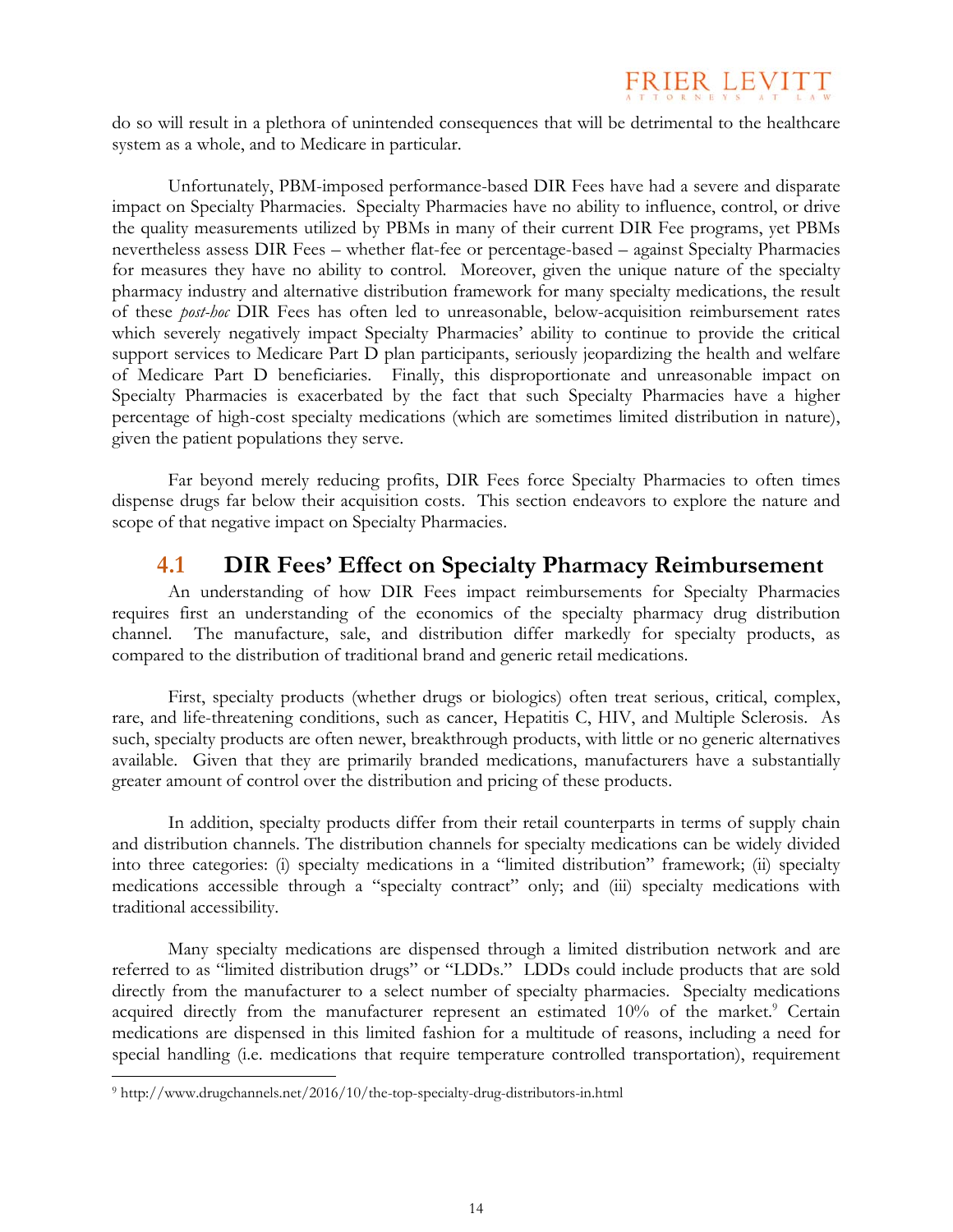do so will result in a plethora of unintended consequences that will be detrimental to the healthcare system as a whole, and to Medicare in particular.

Unfortunately, PBM-imposed performance-based DIR Fees have had a severe and disparate impact on Specialty Pharmacies. Specialty Pharmacies have no ability to influence, control, or drive the quality measurements utilized by PBMs in many of their current DIR Fee programs, yet PBMs nevertheless assess DIR Fees – whether flat-fee or percentage-based – against Specialty Pharmacies for measures they have no ability to control. Moreover, given the unique nature of the specialty pharmacy industry and alternative distribution framework for many specialty medications, the result of these *post-hoc* DIR Fees has often led to unreasonable, below-acquisition reimbursement rates which severely negatively impact Specialty Pharmacies' ability to continue to provide the critical support services to Medicare Part D plan participants, seriously jeopardizing the health and welfare of Medicare Part D beneficiaries. Finally, this disproportionate and unreasonable impact on Specialty Pharmacies is exacerbated by the fact that such Specialty Pharmacies have a higher percentage of high-cost specialty medications (which are sometimes limited distribution in nature), given the patient populations they serve.

Far beyond merely reducing profits, DIR Fees force Specialty Pharmacies to often times dispense drugs far below their acquisition costs. This section endeavors to explore the nature and scope of that negative impact on Specialty Pharmacies.

## 4.1 DIR Fees' Effect on Specialty Pharmacy Reimbursement

An understanding of how DIR Fees impact reimbursements for Specialty Pharmacies requires first an understanding of the economics of the specialty pharmacy drug distribution channel. The manufacture, sale, and distribution differ markedly for specialty products, as compared to the distribution of traditional brand and generic retail medications.

First, specialty products (whether drugs or biologics) often treat serious, critical, complex, rare, and life-threatening conditions, such as cancer, Hepatitis C, HIV, and Multiple Sclerosis. As such, specialty products are often newer, breakthrough products, with little or no generic alternatives available. Given that they are primarily branded medications, manufacturers have a substantially greater amount of control over the distribution and pricing of these products.

In addition, specialty products differ from their retail counterparts in terms of supply chain and distribution channels. The distribution channels for specialty medications can be widely divided into three categories: (i) specialty medications in a "limited distribution" framework; (ii) specialty medications accessible through a "specialty contract" only; and (iii) specialty medications with traditional accessibility.

Many specialty medications are dispensed through a limited distribution network and are referred to as "limited distribution drugs" or "LDDs." LDDs could include products that are sold directly from the manufacturer to a select number of specialty pharmacies. Specialty medications acquired directly from the manufacturer represent an estimated 10% of the market.[9] Certain medications are dispensed in this limited fashion for a multitude of reasons, including a need for special handling (i.e. medications that require temperature controlled transportation), requirement

[9] http://www.drugchannels.net/2016/10/the-top-specialty-drug-distributors-in.html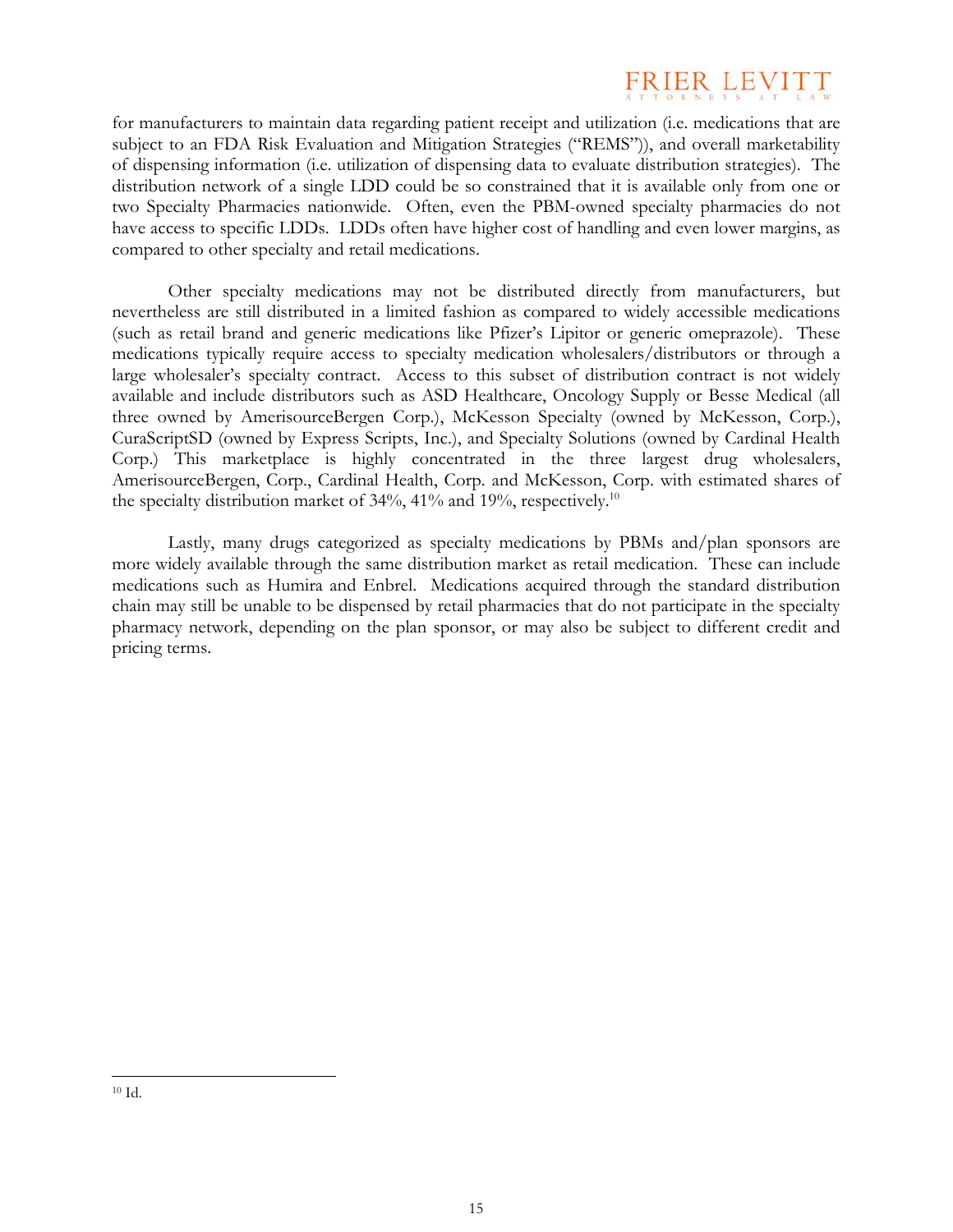for manufacturers to maintain data regarding patient receipt and utilization (i.e. medications that are subject to an FDA Risk Evaluation and Mitigation Strategies ("REMS")), and overall marketability of dispensing information (i.e. utilization of dispensing data to evaluate distribution strategies). The distribution network of a single LDD could be so constrained that it is available only from one or two Specialty Pharmacies nationwide. Often, even the PBM-owned specialty pharmacies do not have access to specific LDDs. LDDs often have higher cost of handling and even lower margins, as compared to other specialty and retail medications.

Other specialty medications may not be distributed directly from manufacturers, but nevertheless are still distributed in a limited fashion as compared to widely accessible medications (such as retail brand and generic medications like Pfizer's Lipitor or generic omeprazole). These medications typically require access to specialty medication wholesalers/distributors or through a large wholesaler's specialty contract. Access to this subset of distribution contract is not widely available and include distributors such as ASD Healthcare, Oncology Supply or Besse Medical (all three owned by AmerisourceBergen Corp.), McKesson Specialty (owned by McKesson, Corp.), CuraScriptSD (owned by Express Scripts, Inc.), and Specialty Solutions (owned by Cardinal Health Corp.) This marketplace is highly concentrated in the three largest drug wholesalers, AmerisourceBergen, Corp., Cardinal Health, Corp. and McKesson, Corp. with estimated shares of the specialty distribution market of 34%, 41% and 19%, respectively.[10]

Lastly, many drugs categorized as specialty medications by PBMs and/plan sponsors are more widely available through the same distribution market as retail medication. These can include medications such as Humira and Enbrel. Medications acquired through the standard distribution chain may still be unable to be dispensed by retail pharmacies that do not participate in the specialty pharmacy network, depending on the plan sponsor, or may also be subject to different credit and pricing terms.

---

[10] Id.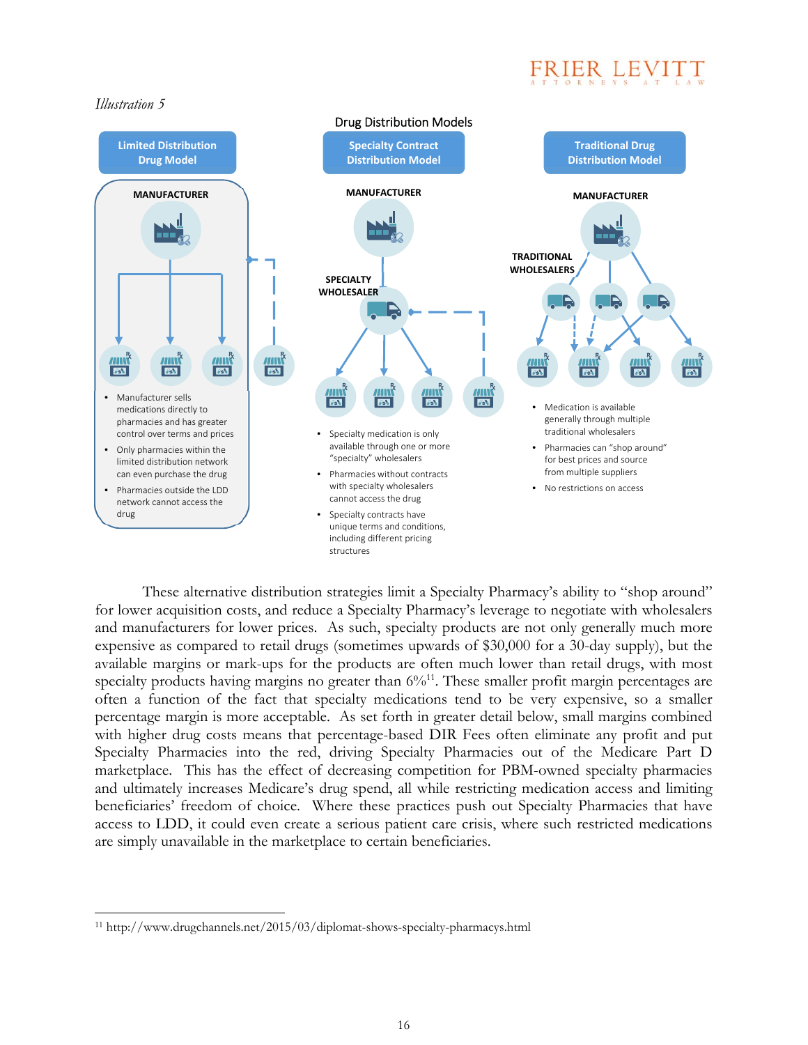*Illustration 5*

Drug Distribution Models

**Limited Distribution Drug Model**

MANUFACTURER

- Manufacturer sells medications directly to pharmacies and has greater control over terms and prices
- Only pharmacies within the limited distribution network can even purchase the drug
- Pharmacies outside the LDD network cannot access the drug

**Specialty Contract Distribution Model**

MANUFACTURER

SPECIALTY WHOLESALER

- Specialty medication is only available through one or more "specialty" wholesalers
- Pharmacies without contracts with specialty wholesalers cannot access the drug
- Specialty contracts have unique terms and conditions, including different pricing structures

**Traditional Drug Distribution Model**

MANUFACTURER

TRADITIONAL WHOLESALERS

- Medication is available generally through multiple traditional wholesalers
- Pharmacies can "shop around" for best prices and source from multiple suppliers
- No restrictions on access

These alternative distribution strategies limit a Specialty Pharmacy's ability to "shop around" for lower acquisition costs, and reduce a Specialty Pharmacy's leverage to negotiate with wholesalers and manufacturers for lower prices. As such, specialty products are not only generally much more expensive as compared to retail drugs (sometimes upwards of $30,000 for a 30-day supply), but the available margins or mark-ups for the products are often much lower than retail drugs, with most specialty products having margins no greater than 6%[11]. These smaller profit margin percentages are often a function of the fact that specialty medications tend to be very expensive, so a smaller percentage margin is more acceptable. As set forth in greater detail below, small margins combined with higher drug costs means that percentage-based DIR Fees often eliminate any profit and put Specialty Pharmacies into the red, driving Specialty Pharmacies out of the Medicare Part D marketplace. This has the effect of decreasing competition for PBM-owned specialty pharmacies and ultimately increases Medicare's drug spend, all while restricting medication access and limiting beneficiaries' freedom of choice. Where these practices push out Specialty Pharmacies that have access to LDD, it could even create a serious patient care crisis, where such restricted medications are simply unavailable in the marketplace to certain beneficiaries.

---

[11] http://www.drugchannels.net/2015/03/diplomat-shows-specialty-pharmacys.html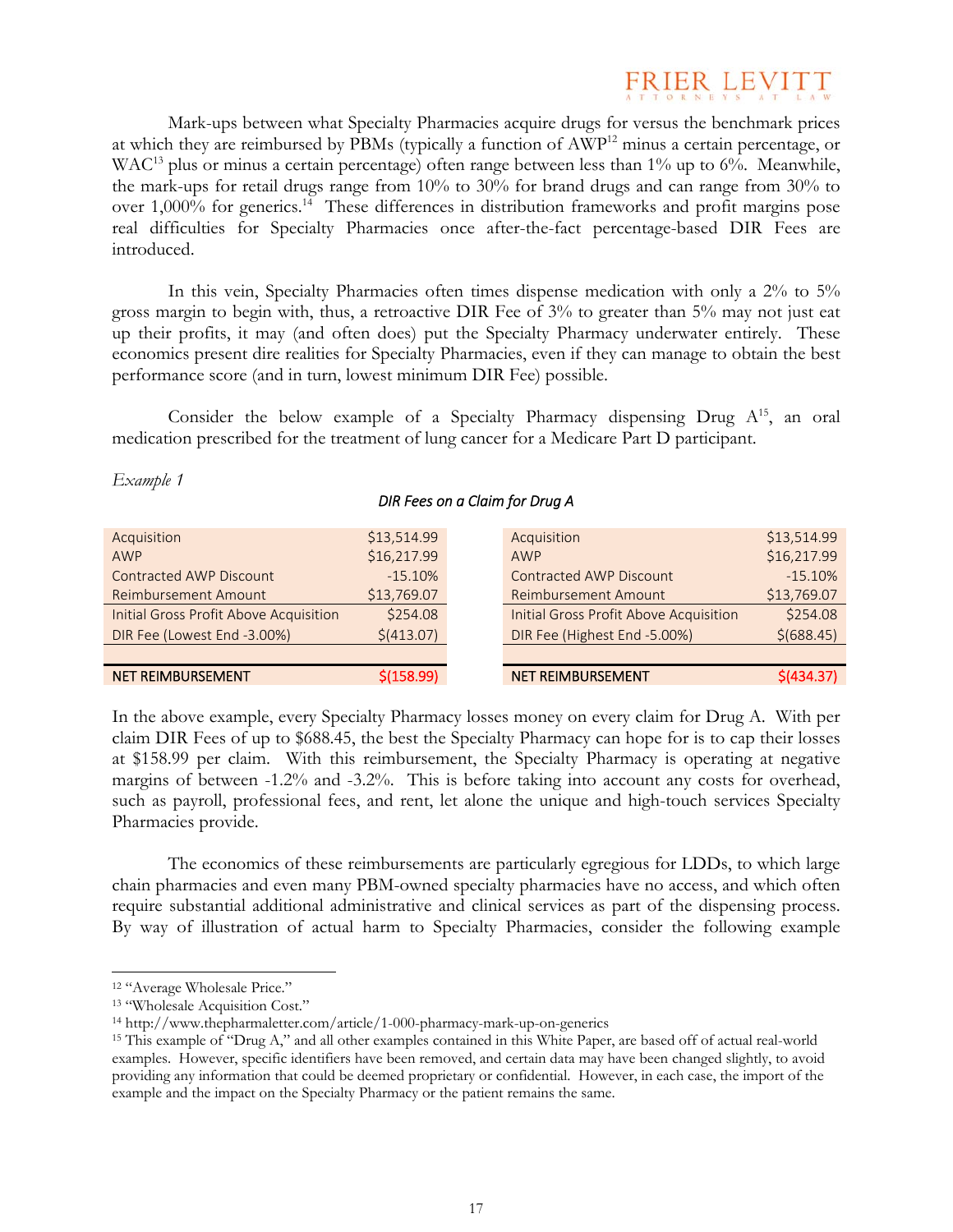Mark-ups between what Specialty Pharmacies acquire drugs for versus the benchmark prices at which they are reimbursed by PBMs (typically a function of AWP[12] minus a certain percentage, or WAC[13] plus or minus a certain percentage) often range between less than 1% up to 6%. Meanwhile, the mark-ups for retail drugs range from 10% to 30% for brand drugs and can range from 30% to over 1,000% for generics.[14] These differences in distribution frameworks and profit margins pose real difficulties for Specialty Pharmacies once after-the-fact percentage-based DIR Fees are introduced.

In this vein, Specialty Pharmacies often times dispense medication with only a 2% to 5% gross margin to begin with, thus, a retroactive DIR Fee of 3% to greater than 5% may not just eat up their profits, it may (and often does) put the Specialty Pharmacy underwater entirely. These economics present dire realities for Specialty Pharmacies, even if they can manage to obtain the best performance score (and in turn, lowest minimum DIR Fee) possible.

Consider the below example of a Specialty Pharmacy dispensing Drug A[15], an oral medication prescribed for the treatment of lung cancer for a Medicare Part D participant.

*Example 1*

*DIR Fees on a Claim for Drug A*

| | |
|---|---|
| Acquisition | $13,514.99 |
| AWP | $16,217.99 |
| Contracted AWP Discount | -15.10% |
| Reimbursement Amount | $13,769.07 |
| Initial Gross Profit Above Acquisition | $254.08 |
| DIR Fee (Lowest End -3.00%) | $(413.07) |
| NET REIMBURSEMENT | $(158.99) |

| | |
|---|---|
| Acquisition | $13,514.99 |
| AWP | $16,217.99 |
| Contracted AWP Discount | -15.10% |
| Reimbursement Amount | $13,769.07 |
| Initial Gross Profit Above Acquisition | $254.08 |
| DIR Fee (Highest End -5.00%) | $(688.45) |
| NET REIMBURSEMENT | $(434.37) |

In the above example, every Specialty Pharmacy losses money on every claim for Drug A. With per claim DIR Fees of up to $688.45, the best the Specialty Pharmacy can hope for is to cap their losses at $158.99 per claim. With this reimbursement, the Specialty Pharmacy is operating at negative margins of between -1.2% and -3.2%. This is before taking into account any costs for overhead, such as payroll, professional fees, and rent, let alone the unique and high-touch services Specialty Pharmacies provide.

The economics of these reimbursements are particularly egregious for LDDs, to which large chain pharmacies and even many PBM-owned specialty pharmacies have no access, and which often require substantial additional administrative and clinical services as part of the dispensing process. By way of illustration of actual harm to Specialty Pharmacies, consider the following example

---

[12] "Average Wholesale Price."

[13] "Wholesale Acquisition Cost."

[14] http://www.thepharmaletter.com/article/1-000-pharmacy-mark-up-on-generics

[15] This example of "Drug A," and all other examples contained in this White Paper, are based off of actual real-world examples. However, specific identifiers have been removed, and certain data may have been changed slightly, to avoid providing any information that could be deemed proprietary or confidential. However, in each case, the import of the example and the impact on the Specialty Pharmacy or the patient remains the same.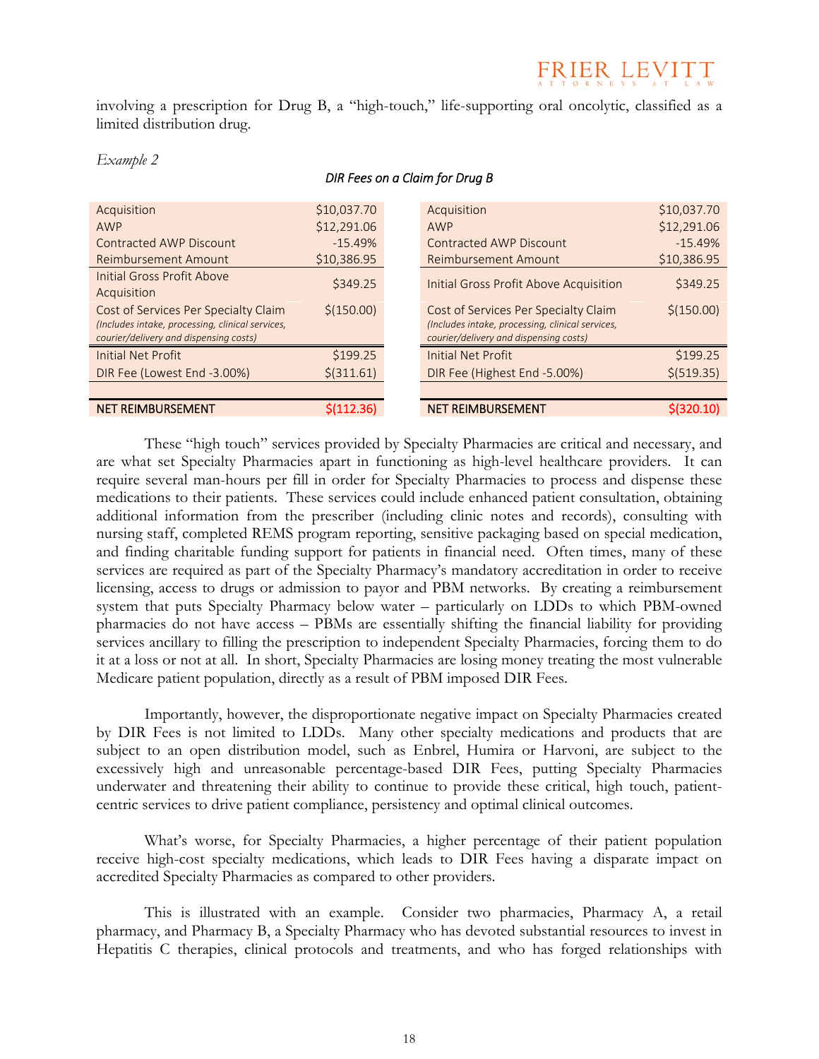involving a prescription for Drug B, a "high-touch," life-supporting oral oncolytic, classified as a limited distribution drug.

*Example 2*

*DIR Fees on a Claim for Drug B*

| | |
|---|---|
| Acquisition | $10,037.70 |
| AWP | $12,291.06 |
| Contracted AWP Discount | -15.49% |
| Reimbursement Amount | $10,386.95 |
| Initial Gross Profit Above Acquisition | $349.25 |
| Cost of Services Per Specialty Claim *(Includes intake, processing, clinical services, courier/delivery and dispensing costs)* | $(150.00) |
| Initial Net Profit | $199.25 |
| DIR Fee (Lowest End -3.00%) | $(311.61) |
| | |
| NET REIMBURSEMENT | $(112.36) |

| | |
|---|---|
| Acquisition | $10,037.70 |
| AWP | $12,291.06 |
| Contracted AWP Discount | -15.49% |
| Reimbursement Amount | $10,386.95 |
| Initial Gross Profit Above Acquisition | $349.25 |
| Cost of Services Per Specialty Claim *(Includes intake, processing, clinical services, courier/delivery and dispensing costs)* | $(150.00) |
| Initial Net Profit | $199.25 |
| DIR Fee (Highest End -5.00%) | $(519.35) |
| | |
| NET REIMBURSEMENT | $(320.10) |

These "high touch" services provided by Specialty Pharmacies are critical and necessary, and are what set Specialty Pharmacies apart in functioning as high-level healthcare providers. It can require several man-hours per fill in order for Specialty Pharmacies to process and dispense these medications to their patients. These services could include enhanced patient consultation, obtaining additional information from the prescriber (including clinic notes and records), consulting with nursing staff, completed REMS program reporting, sensitive packaging based on special medication, and finding charitable funding support for patients in financial need. Often times, many of these services are required as part of the Specialty Pharmacy's mandatory accreditation in order to receive licensing, access to drugs or admission to payor and PBM networks. By creating a reimbursement system that puts Specialty Pharmacy below water – particularly on LDDs to which PBM-owned pharmacies do not have access – PBMs are essentially shifting the financial liability for providing services ancillary to filling the prescription to independent Specialty Pharmacies, forcing them to do it at a loss or not at all. In short, Specialty Pharmacies are losing money treating the most vulnerable Medicare patient population, directly as a result of PBM imposed DIR Fees.

Importantly, however, the disproportionate negative impact on Specialty Pharmacies created by DIR Fees is not limited to LDDs. Many other specialty medications and products that are subject to an open distribution model, such as Enbrel, Humira or Harvoni, are subject to the excessively high and unreasonable percentage-based DIR Fees, putting Specialty Pharmacies underwater and threatening their ability to continue to provide these critical, high touch, patient-centric services to drive patient compliance, persistency and optimal clinical outcomes.

What's worse, for Specialty Pharmacies, a higher percentage of their patient population receive high-cost specialty medications, which leads to DIR Fees having a disparate impact on accredited Specialty Pharmacies as compared to other providers.

This is illustrated with an example. Consider two pharmacies, Pharmacy A, a retail pharmacy, and Pharmacy B, a Specialty Pharmacy who has devoted substantial resources to invest in Hepatitis C therapies, clinical protocols and treatments, and who has forged relationships with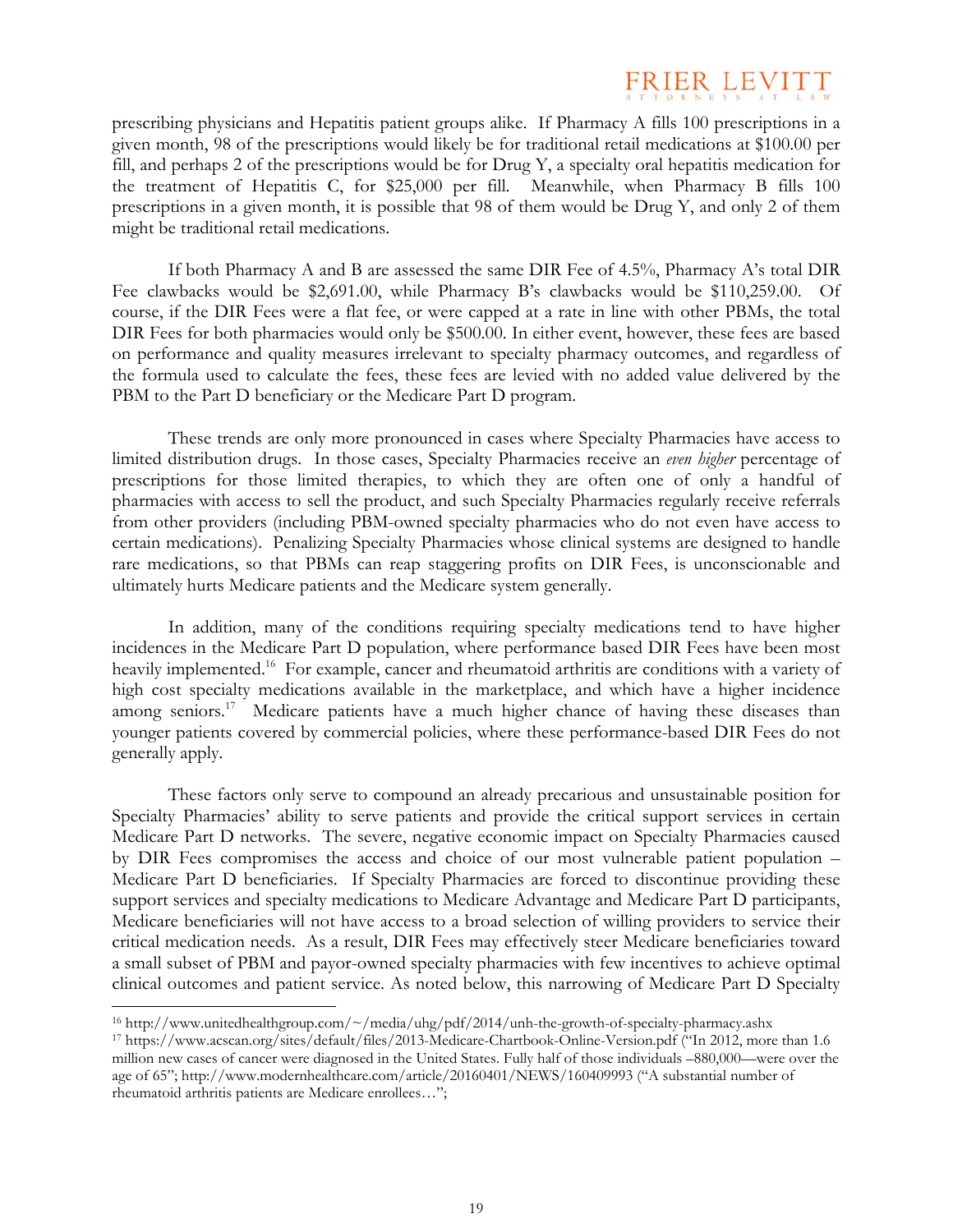prescribing physicians and Hepatitis patient groups alike. If Pharmacy A fills 100 prescriptions in a given month, 98 of the prescriptions would likely be for traditional retail medications at $100.00 per fill, and perhaps 2 of the prescriptions would be for Drug Y, a specialty oral hepatitis medication for the treatment of Hepatitis C, for $25,000 per fill. Meanwhile, when Pharmacy B fills 100 prescriptions in a given month, it is possible that 98 of them would be Drug Y, and only 2 of them might be traditional retail medications.

If both Pharmacy A and B are assessed the same DIR Fee of 4.5%, Pharmacy A's total DIR Fee clawbacks would be $2,691.00, while Pharmacy B's clawbacks would be $110,259.00. Of course, if the DIR Fees were a flat fee, or were capped at a rate in line with other PBMs, the total DIR Fees for both pharmacies would only be $500.00. In either event, however, these fees are based on performance and quality measures irrelevant to specialty pharmacy outcomes, and regardless of the formula used to calculate the fees, these fees are levied with no added value delivered by the PBM to the Part D beneficiary or the Medicare Part D program.

These trends are only more pronounced in cases where Specialty Pharmacies have access to limited distribution drugs. In those cases, Specialty Pharmacies receive an *even higher* percentage of prescriptions for those limited therapies, to which they are often one of only a handful of pharmacies with access to sell the product, and such Specialty Pharmacies regularly receive referrals from other providers (including PBM-owned specialty pharmacies who do not even have access to certain medications). Penalizing Specialty Pharmacies whose clinical systems are designed to handle rare medications, so that PBMs can reap staggering profits on DIR Fees, is unconscionable and ultimately hurts Medicare patients and the Medicare system generally.

In addition, many of the conditions requiring specialty medications tend to have higher incidences in the Medicare Part D population, where performance based DIR Fees have been most heavily implemented.[16] For example, cancer and rheumatoid arthritis are conditions with a variety of high cost specialty medications available in the marketplace, and which have a higher incidence among seniors.[17] Medicare patients have a much higher chance of having these diseases than younger patients covered by commercial policies, where these performance-based DIR Fees do not generally apply.

These factors only serve to compound an already precarious and unsustainable position for Specialty Pharmacies' ability to serve patients and provide the critical support services in certain Medicare Part D networks. The severe, negative economic impact on Specialty Pharmacies caused by DIR Fees compromises the access and choice of our most vulnerable patient population – Medicare Part D beneficiaries. If Specialty Pharmacies are forced to discontinue providing these support services and specialty medications to Medicare Advantage and Medicare Part D participants, Medicare beneficiaries will not have access to a broad selection of willing providers to service their critical medication needs. As a result, DIR Fees may effectively steer Medicare beneficiaries toward a small subset of PBM and payor-owned specialty pharmacies with few incentives to achieve optimal clinical outcomes and patient service. As noted below, this narrowing of Medicare Part D Specialty

---

[16] http://www.unitedhealthgroup.com/~/media/uhg/pdf/2014/unh-the-growth-of-specialty-pharmacy.ashx

[17] https://www.acscan.org/sites/default/files/2013-Medicare-Chartbook-Online-Version.pdf ("In 2012, more than 1.6 million new cases of cancer were diagnosed in the United States. Fully half of those individuals –880,000—were over the age of 65"; http://www.modernhealthcare.com/article/20160401/NEWS/160409993 ("A substantial number of rheumatoid arthritis patients are Medicare enrollees…";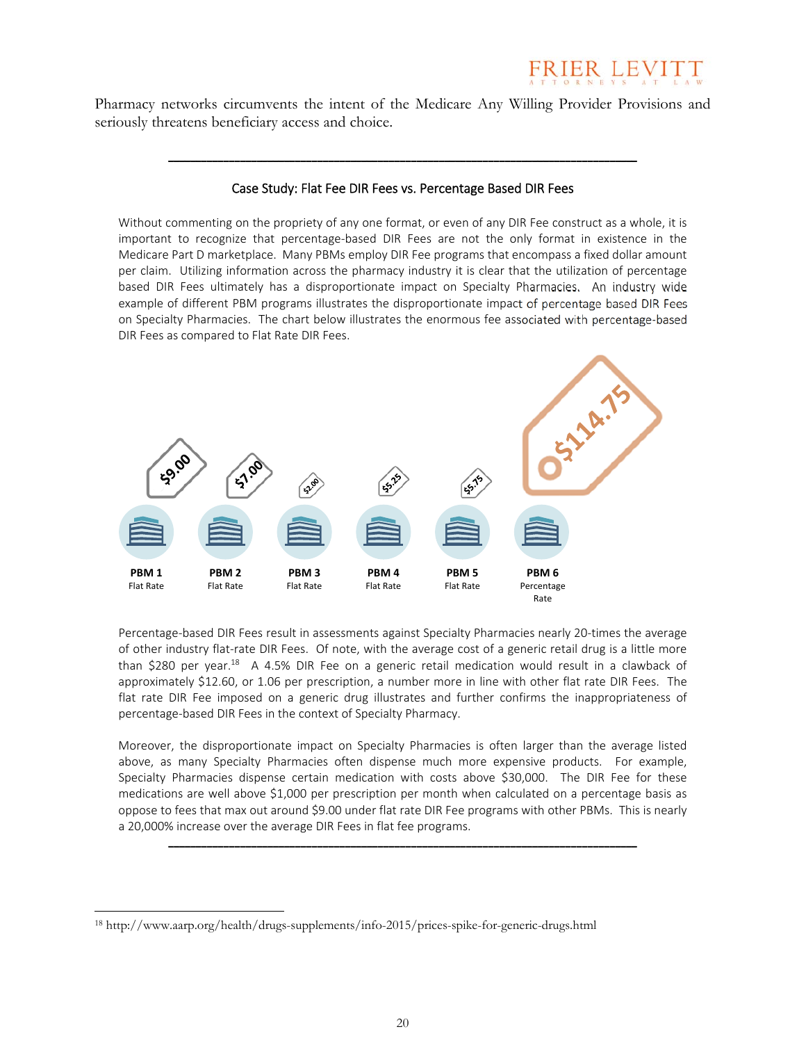Pharmacy networks circumvents the intent of the Medicare Any Willing Provider Provisions and seriously threatens beneficiary access and choice.

---

### Case Study: Flat Fee DIR Fees vs. Percentage Based DIR Fees

Without commenting on the propriety of any one format, or even of any DIR Fee construct as a whole, it is important to recognize that percentage-based DIR Fees are not the only format in existence in the Medicare Part D marketplace. Many PBMs employ DIR Fee programs that encompass a fixed dollar amount per claim. Utilizing information across the pharmacy industry it is clear that the utilization of percentage based DIR Fees ultimately has a disproportionate impact on Specialty Pharmacies. An industry wide example of different PBM programs illustrates the disproportionate impact of percentage based DIR Fees on Specialty Pharmacies. The chart below illustrates the enormous fee associated with percentage-based DIR Fees as compared to Flat Rate DIR Fees.

| PBM 1 | PBM 2 | PBM 3 | PBM 4 | PBM 5 | PBM 6 |
|---|---|---|---|---|---|
| Flat Rate | Flat Rate | Flat Rate | Flat Rate | Flat Rate | Percentage Rate |
| $9.00 | $7.00 | $2.00 | $5.25 | $5.75 | $114.75 |

Percentage-based DIR Fees result in assessments against Specialty Pharmacies nearly 20-times the average of other industry flat-rate DIR Fees. Of note, with the average cost of a generic retail drug is a little more than $280 per year.[18] A 4.5% DIR Fee on a generic retail medication would result in a clawback of approximately $12.60, or 1.06 per prescription, a number more in line with other flat rate DIR Fees. The flat rate DIR Fee imposed on a generic drug illustrates and further confirms the inappropriateness of percentage-based DIR Fees in the context of Specialty Pharmacy.

Moreover, the disproportionate impact on Specialty Pharmacies is often larger than the average listed above, as many Specialty Pharmacies often dispense much more expensive products. For example, Specialty Pharmacies dispense certain medication with costs above $30,000. The DIR Fee for these medications are well above $1,000 per prescription per month when calculated on a percentage basis as oppose to fees that max out around $9.00 under flat rate DIR Fee programs with other PBMs. This is nearly a 20,000% increase over the average DIR Fees in flat fee programs.

---

[18] http://www.aarp.org/health/drugs-supplements/info-2015/prices-spike-for-generic-drugs.html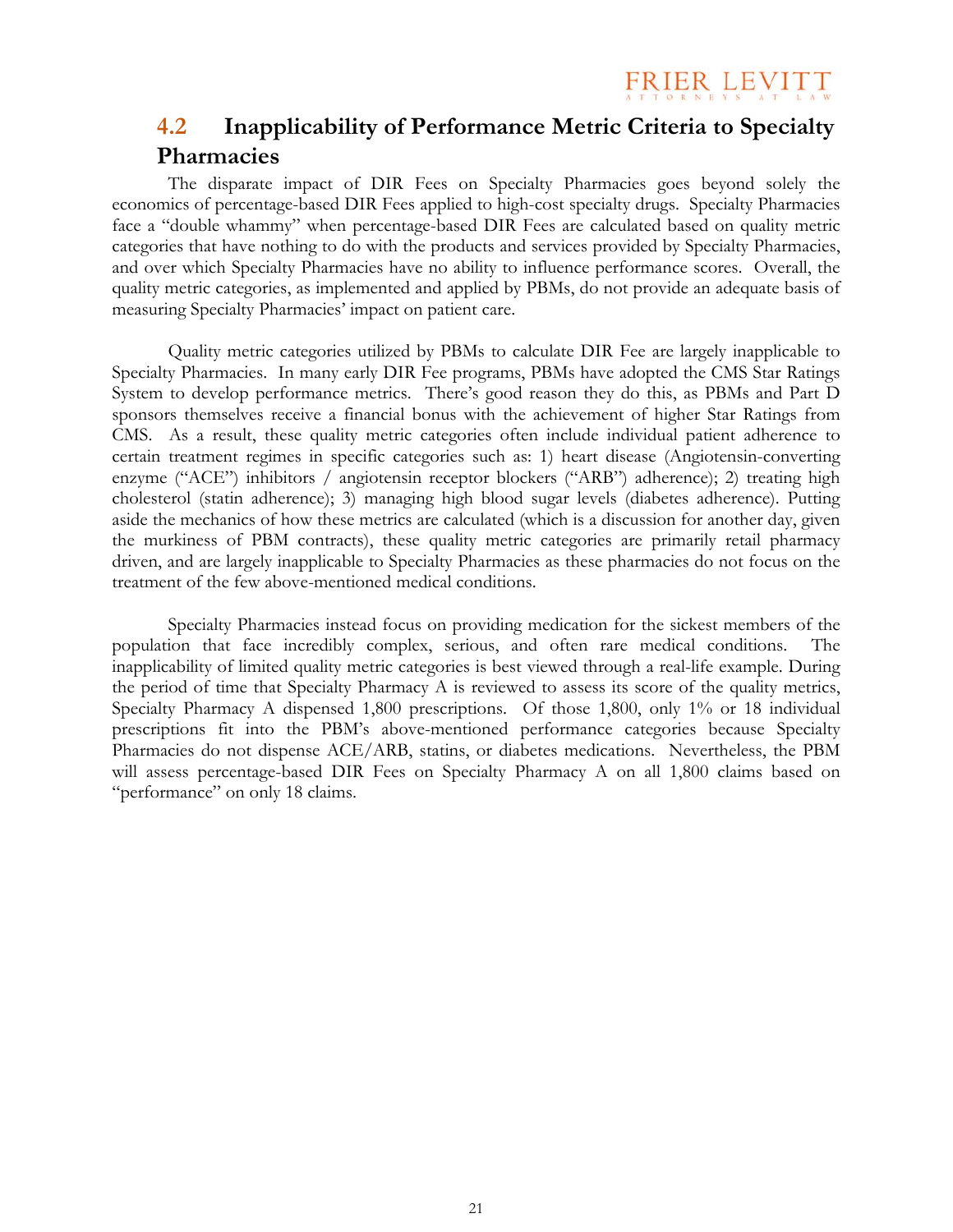## 4.2 Inapplicability of Performance Metric Criteria to Specialty Pharmacies

The disparate impact of DIR Fees on Specialty Pharmacies goes beyond solely the economics of percentage-based DIR Fees applied to high-cost specialty drugs. Specialty Pharmacies face a "double whammy" when percentage-based DIR Fees are calculated based on quality metric categories that have nothing to do with the products and services provided by Specialty Pharmacies, and over which Specialty Pharmacies have no ability to influence performance scores. Overall, the quality metric categories, as implemented and applied by PBMs, do not provide an adequate basis of measuring Specialty Pharmacies' impact on patient care.

Quality metric categories utilized by PBMs to calculate DIR Fee are largely inapplicable to Specialty Pharmacies. In many early DIR Fee programs, PBMs have adopted the CMS Star Ratings System to develop performance metrics. There's good reason they do this, as PBMs and Part D sponsors themselves receive a financial bonus with the achievement of higher Star Ratings from CMS. As a result, these quality metric categories often include individual patient adherence to certain treatment regimes in specific categories such as: 1) heart disease (Angiotensin-converting enzyme ("ACE") inhibitors / angiotensin receptor blockers ("ARB") adherence); 2) treating high cholesterol (statin adherence); 3) managing high blood sugar levels (diabetes adherence). Putting aside the mechanics of how these metrics are calculated (which is a discussion for another day, given the murkiness of PBM contracts), these quality metric categories are primarily retail pharmacy driven, and are largely inapplicable to Specialty Pharmacies as these pharmacies do not focus on the treatment of the few above-mentioned medical conditions.

Specialty Pharmacies instead focus on providing medication for the sickest members of the population that face incredibly complex, serious, and often rare medical conditions. The inapplicability of limited quality metric categories is best viewed through a real-life example. During the period of time that Specialty Pharmacy A is reviewed to assess its score of the quality metrics, Specialty Pharmacy A dispensed 1,800 prescriptions. Of those 1,800, only 1% or 18 individual prescriptions fit into the PBM's above-mentioned performance categories because Specialty Pharmacies do not dispense ACE/ARB, statins, or diabetes medications. Nevertheless, the PBM will assess percentage-based DIR Fees on Specialty Pharmacy A on all 1,800 claims based on "performance" on only 18 claims.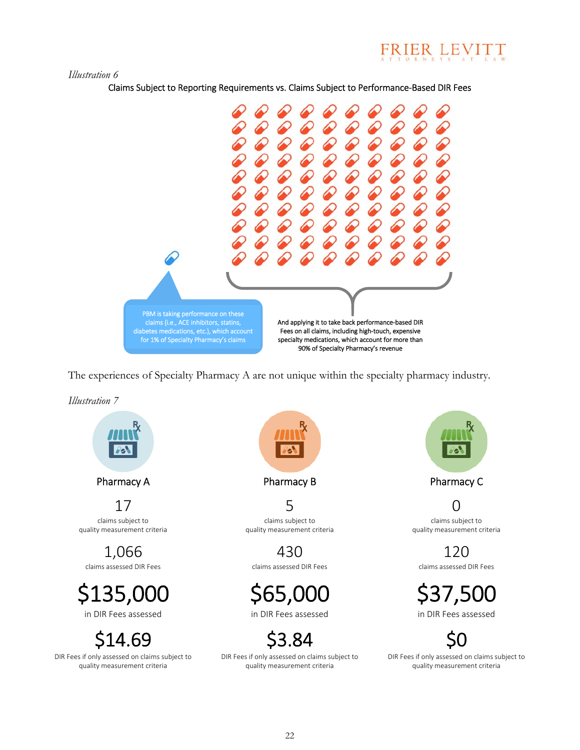*Illustration 6*

Claims Subject to Reporting Requirements vs. Claims Subject to Performance-Based DIR Fees

PBM is taking performance on these claims (i.e., ACE inhibitors, statins, diabetes medications, etc.), which account for 1% of Specialty Pharmacy's claims

And applying it to take back performance-based DIR Fees on all claims, including high-touch, expensive specialty medications, which account for more than 90% of Specialty Pharmacy's revenue

The experiences of Specialty Pharmacy A are not unique within the specialty pharmacy industry.

*Illustration 7*

| | Pharmacy A | Pharmacy B | Pharmacy C |
|---|---|---|---|
| claims subject to quality measurement criteria | 17 | 5 | 0 |
| claims assessed DIR Fees | 1,066 | 430 | 120 |
| in DIR Fees assessed | $135,000 | $65,000 | $37,500 |
| DIR Fees if only assessed on claims subject to quality measurement criteria | $14.69 | $3.84 | $0 |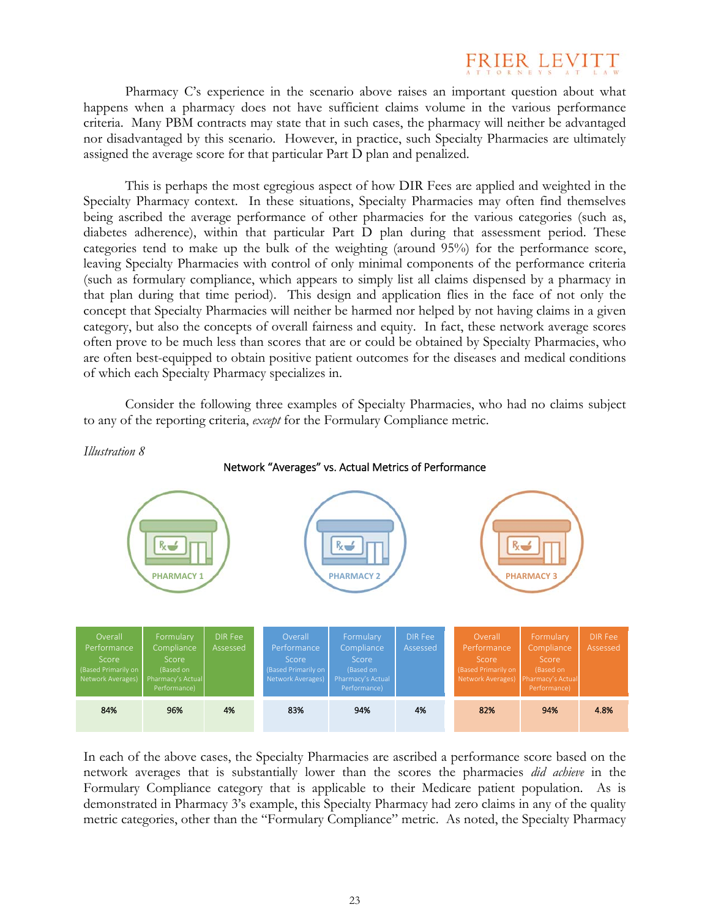Pharmacy C's experience in the scenario above raises an important question about what happens when a pharmacy does not have sufficient claims volume in the various performance criteria. Many PBM contracts may state that in such cases, the pharmacy will neither be advantaged nor disadvantaged by this scenario. However, in practice, such Specialty Pharmacies are ultimately assigned the average score for that particular Part D plan and penalized.

This is perhaps the most egregious aspect of how DIR Fees are applied and weighted in the Specialty Pharmacy context. In these situations, Specialty Pharmacies may often find themselves being ascribed the average performance of other pharmacies for the various categories (such as, diabetes adherence), within that particular Part D plan during that assessment period. These categories tend to make up the bulk of the weighting (around 95%) for the performance score, leaving Specialty Pharmacies with control of only minimal components of the performance criteria (such as formulary compliance, which appears to simply list all claims dispensed by a pharmacy in that plan during that time period). This design and application flies in the face of not only the concept that Specialty Pharmacies will neither be harmed nor helped by not having claims in a given category, but also the concepts of overall fairness and equity. In fact, these network average scores often prove to be much less than scores that are or could be obtained by Specialty Pharmacies, who are often best-equipped to obtain positive patient outcomes for the diseases and medical conditions of which each Specialty Pharmacy specializes in.

Consider the following three examples of Specialty Pharmacies, who had no claims subject to any of the reporting criteria, *except* for the Formulary Compliance metric.

*Illustration 8*

Network "Averages" vs. Actual Metrics of Performance

| | Overall Performance Score (Based Primarily on Network Averages) | Formulary Compliance Score (Based on Pharmacy's Actual Performance) | DIR Fee Assessed |
|---|---|---|---|
| PHARMACY 1 | 84% | 96% | 4% |
| PHARMACY 2 | 83% | 94% | 4% |
| PHARMACY 3 | 82% | 94% | 4.8% |

In each of the above cases, the Specialty Pharmacies are ascribed a performance score based on the network averages that is substantially lower than the scores the pharmacies *did achieve* in the Formulary Compliance category that is applicable to their Medicare patient population. As is demonstrated in Pharmacy 3's example, this Specialty Pharmacy had zero claims in any of the quality metric categories, other than the "Formulary Compliance" metric. As noted, the Specialty Pharmacy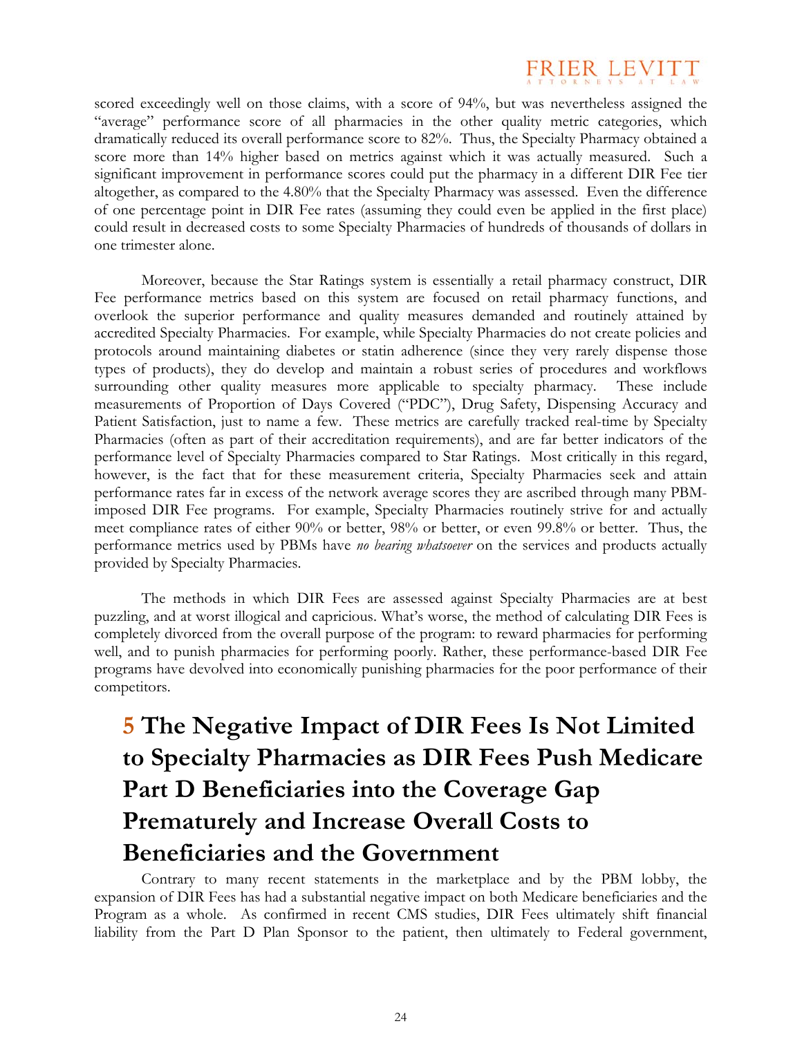scored exceedingly well on those claims, with a score of 94%, but was nevertheless assigned the "average" performance score of all pharmacies in the other quality metric categories, which dramatically reduced its overall performance score to 82%. Thus, the Specialty Pharmacy obtained a score more than 14% higher based on metrics against which it was actually measured. Such a significant improvement in performance scores could put the pharmacy in a different DIR Fee tier altogether, as compared to the 4.80% that the Specialty Pharmacy was assessed. Even the difference of one percentage point in DIR Fee rates (assuming they could even be applied in the first place) could result in decreased costs to some Specialty Pharmacies of hundreds of thousands of dollars in one trimester alone.

Moreover, because the Star Ratings system is essentially a retail pharmacy construct, DIR Fee performance metrics based on this system are focused on retail pharmacy functions, and overlook the superior performance and quality measures demanded and routinely attained by accredited Specialty Pharmacies. For example, while Specialty Pharmacies do not create policies and protocols around maintaining diabetes or statin adherence (since they very rarely dispense those types of products), they do develop and maintain a robust series of procedures and workflows surrounding other quality measures more applicable to specialty pharmacy. These include measurements of Proportion of Days Covered ("PDC"), Drug Safety, Dispensing Accuracy and Patient Satisfaction, just to name a few. These metrics are carefully tracked real-time by Specialty Pharmacies (often as part of their accreditation requirements), and are far better indicators of the performance level of Specialty Pharmacies compared to Star Ratings. Most critically in this regard, however, is the fact that for these measurement criteria, Specialty Pharmacies seek and attain performance rates far in excess of the network average scores they are ascribed through many PBM-imposed DIR Fee programs. For example, Specialty Pharmacies routinely strive for and actually meet compliance rates of either 90% or better, 98% or better, or even 99.8% or better. Thus, the performance metrics used by PBMs have *no bearing whatsoever* on the services and products actually provided by Specialty Pharmacies.

The methods in which DIR Fees are assessed against Specialty Pharmacies are at best puzzling, and at worst illogical and capricious. What's worse, the method of calculating DIR Fees is completely divorced from the overall purpose of the program: to reward pharmacies for performing well, and to punish pharmacies for performing poorly. Rather, these performance-based DIR Fee programs have devolved into economically punishing pharmacies for the poor performance of their competitors.

# 5 The Negative Impact of DIR Fees Is Not Limited to Specialty Pharmacies as DIR Fees Push Medicare Part D Beneficiaries into the Coverage Gap Prematurely and Increase Overall Costs to Beneficiaries and the Government

Contrary to many recent statements in the marketplace and by the PBM lobby, the expansion of DIR Fees has had a substantial negative impact on both Medicare beneficiaries and the Program as a whole. As confirmed in recent CMS studies, DIR Fees ultimately shift financial liability from the Part D Plan Sponsor to the patient, then ultimately to Federal government,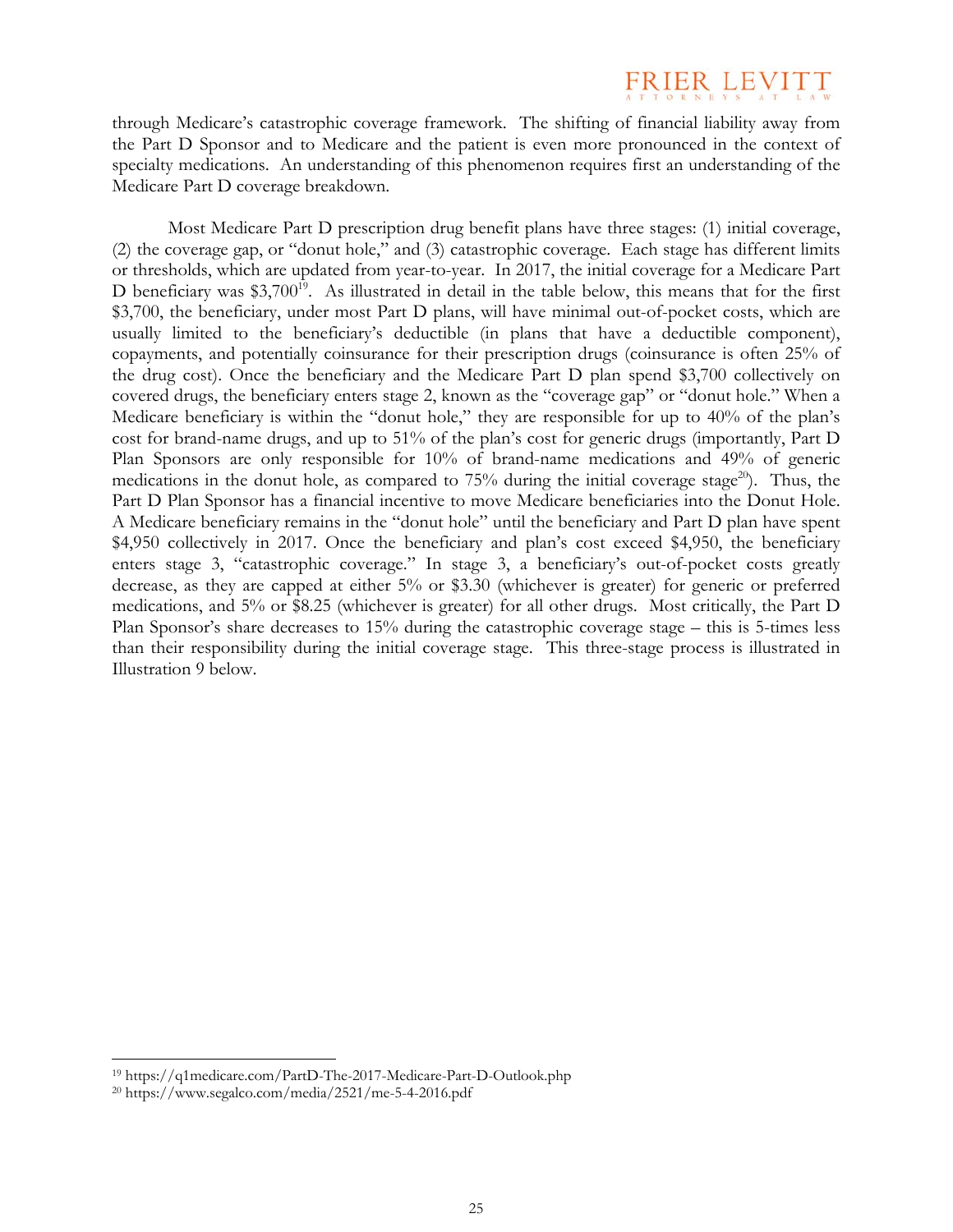through Medicare's catastrophic coverage framework. The shifting of financial liability away from the Part D Sponsor and to Medicare and the patient is even more pronounced in the context of specialty medications. An understanding of this phenomenon requires first an understanding of the Medicare Part D coverage breakdown.

Most Medicare Part D prescription drug benefit plans have three stages: (1) initial coverage, (2) the coverage gap, or "donut hole," and (3) catastrophic coverage. Each stage has different limits or thresholds, which are updated from year-to-year. In 2017, the initial coverage for a Medicare Part D beneficiary was \$3,700[19]. As illustrated in detail in the table below, this means that for the first \$3,700, the beneficiary, under most Part D plans, will have minimal out-of-pocket costs, which are usually limited to the beneficiary's deductible (in plans that have a deductible component), copayments, and potentially coinsurance for their prescription drugs (coinsurance is often 25% of the drug cost). Once the beneficiary and the Medicare Part D plan spend \$3,700 collectively on covered drugs, the beneficiary enters stage 2, known as the "coverage gap" or "donut hole." When a Medicare beneficiary is within the "donut hole," they are responsible for up to 40% of the plan's cost for brand-name drugs, and up to 51% of the plan's cost for generic drugs (importantly, Part D Plan Sponsors are only responsible for 10% of brand-name medications and 49% of generic medications in the donut hole, as compared to 75% during the initial coverage stage[20]). Thus, the Part D Plan Sponsor has a financial incentive to move Medicare beneficiaries into the Donut Hole. A Medicare beneficiary remains in the "donut hole" until the beneficiary and Part D plan have spent \$4,950 collectively in 2017. Once the beneficiary and plan's cost exceed \$4,950, the beneficiary enters stage 3, "catastrophic coverage." In stage 3, a beneficiary's out-of-pocket costs greatly decrease, as they are capped at either 5% or \$3.30 (whichever is greater) for generic or preferred medications, and 5% or \$8.25 (whichever is greater) for all other drugs. Most critically, the Part D Plan Sponsor's share decreases to 15% during the catastrophic coverage stage – this is 5-times less than their responsibility during the initial coverage stage. This three-stage process is illustrated in Illustration 9 below.

---

[19] https://q1medicare.com/PartD-The-2017-Medicare-Part-D-Outlook.php

[20] https://www.segalco.com/media/2521/me-5-4-2016.pdf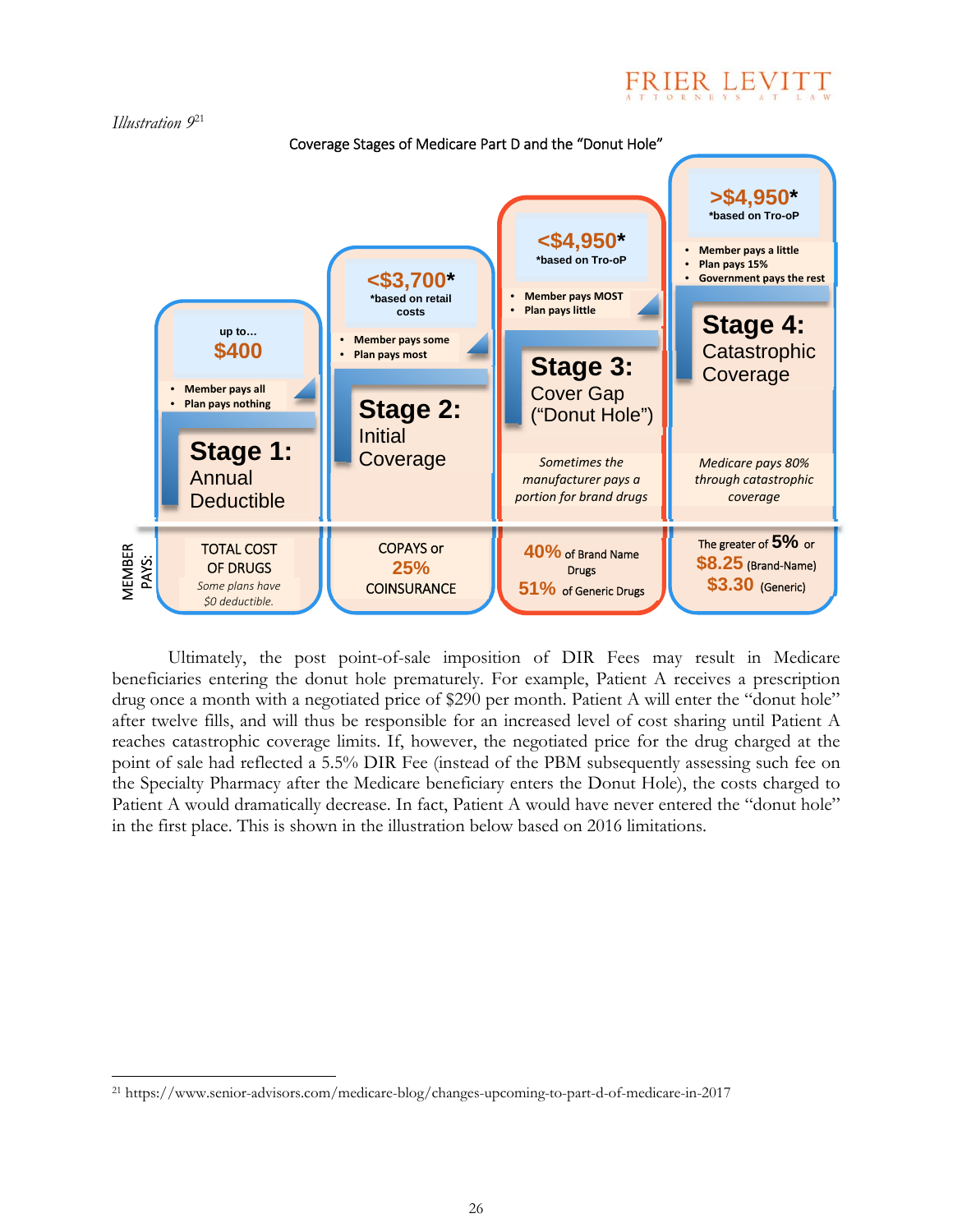*Illustration 9*[21]

Coverage Stages of Medicare Part D and the "Donut Hole"

| | Stage 1: Annual Deductible | Stage 2: Initial Coverage | Stage 3: Cover Gap ("Donut Hole") | Stage 4: Catastrophic Coverage |
|---|---|---|---|---|
| Threshold | up to… $400 | <$3,700* *based on retail costs | <$4,950* *based on Tro-oP | >$4,950* *based on Tro-oP |
| | • Member pays all • Plan pays nothing | • Member pays some • Plan pays most | • Member pays MOST • Plan pays little | • Member pays a little • Plan pays 15% • Government pays the rest |
| | | | *Sometimes the manufacturer pays a portion for brand drugs* | *Medicare pays 80% through catastrophic coverage* |
| MEMBER PAYS: | TOTAL COST OF DRUGS *Some plans have $0 deductible.* | COPAYS or 25% COINSURANCE | 40% of Brand Name Drugs 51% of Generic Drugs | The greater of 5% or $8.25 (Brand-Name) $3.30 (Generic) |

Ultimately, the post point-of-sale imposition of DIR Fees may result in Medicare beneficiaries entering the donut hole prematurely. For example, Patient A receives a prescription drug once a month with a negotiated price of $290 per month. Patient A will enter the "donut hole" after twelve fills, and will thus be responsible for an increased level of cost sharing until Patient A reaches catastrophic coverage limits. If, however, the negotiated price for the drug charged at the point of sale had reflected a 5.5% DIR Fee (instead of the PBM subsequently assessing such fee on the Specialty Pharmacy after the Medicare beneficiary enters the Donut Hole), the costs charged to Patient A would dramatically decrease. In fact, Patient A would have never entered the "donut hole" in the first place. This is shown in the illustration below based on 2016 limitations.

[21] https://www.senior-advisors.com/medicare-blog/changes-upcoming-to-part-d-of-medicare-in-2017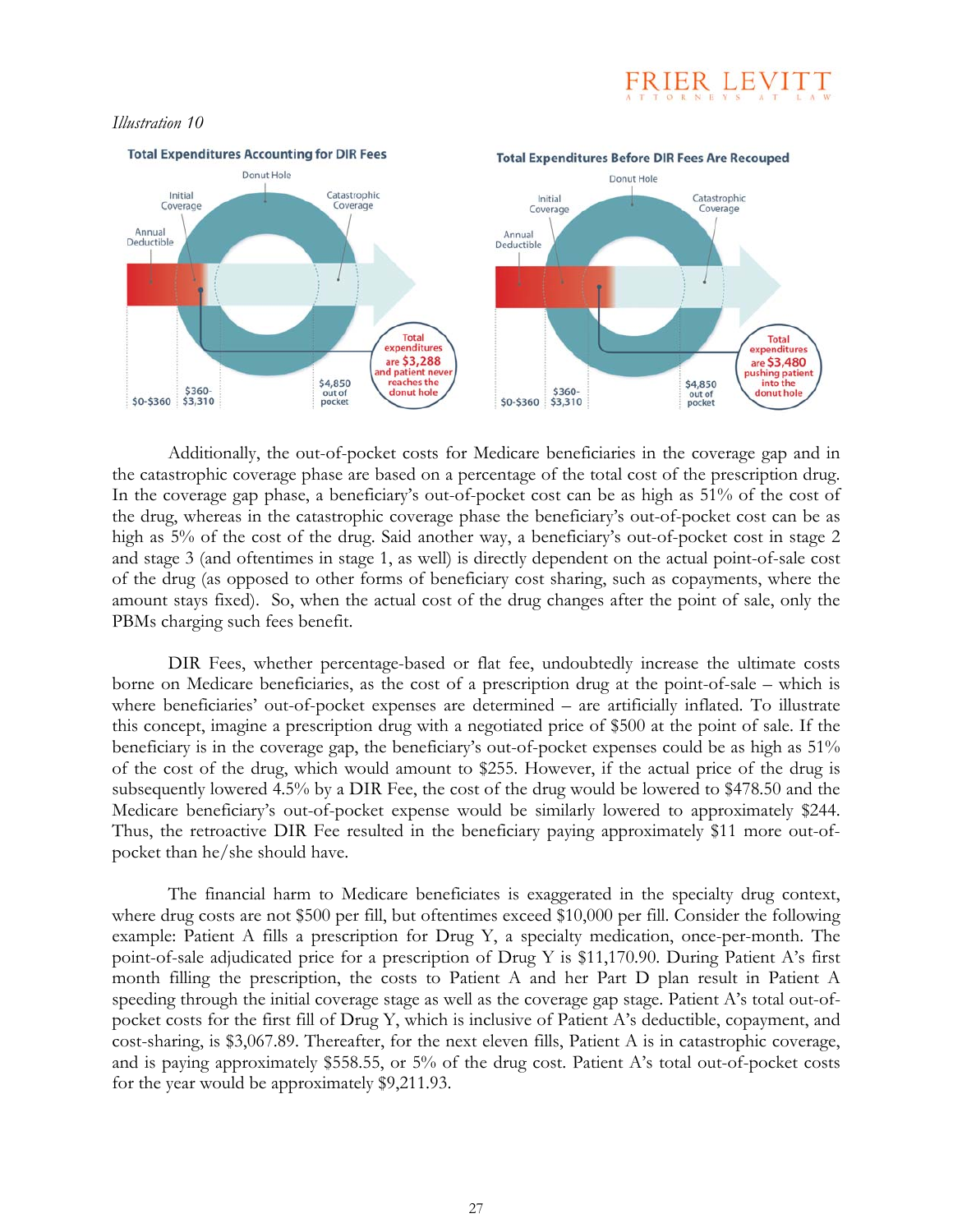*Illustration 10*

**Total Expenditures Accounting for DIR Fees**

Donut Hole

Initial Coverage

Catastrophic Coverage

Annual Deductible

Total expenditures are $3,288 and patient never reaches the donut hole

$0-$360 | $360-$3,310 | $4,850 out of pocket

**Total Expenditures Before DIR Fees Are Recouped**

Donut Hole

Initial Coverage

Catastrophic Coverage

Annual Deductible

Total expenditures are $3,480 pushing patient into the donut hole

$0-$360 | $360-$3,310 | $4,850 out of pocket

Additionally, the out-of-pocket costs for Medicare beneficiaries in the coverage gap and in the catastrophic coverage phase are based on a percentage of the total cost of the prescription drug. In the coverage gap phase, a beneficiary's out-of-pocket cost can be as high as 51% of the cost of the drug, whereas in the catastrophic coverage phase the beneficiary's out-of-pocket cost can be as high as 5% of the cost of the drug. Said another way, a beneficiary's out-of-pocket cost in stage 2 and stage 3 (and oftentimes in stage 1, as well) is directly dependent on the actual point-of-sale cost of the drug (as opposed to other forms of beneficiary cost sharing, such as copayments, where the amount stays fixed). So, when the actual cost of the drug changes after the point of sale, only the PBMs charging such fees benefit.

DIR Fees, whether percentage-based or flat fee, undoubtedly increase the ultimate costs borne on Medicare beneficiaries, as the cost of a prescription drug at the point-of-sale – which is where beneficiaries' out-of-pocket expenses are determined – are artificially inflated. To illustrate this concept, imagine a prescription drug with a negotiated price of $500 at the point of sale. If the beneficiary is in the coverage gap, the beneficiary's out-of-pocket expenses could be as high as 51% of the cost of the drug, which would amount to $255. However, if the actual price of the drug is subsequently lowered 4.5% by a DIR Fee, the cost of the drug would be lowered to $478.50 and the Medicare beneficiary's out-of-pocket expense would be similarly lowered to approximately $244. Thus, the retroactive DIR Fee resulted in the beneficiary paying approximately $11 more out-of-pocket than he/she should have.

The financial harm to Medicare beneficiates is exaggerated in the specialty drug context, where drug costs are not $500 per fill, but oftentimes exceed $10,000 per fill. Consider the following example: Patient A fills a prescription for Drug Y, a specialty medication, once-per-month. The point-of-sale adjudicated price for a prescription of Drug Y is $11,170.90. During Patient A's first month filling the prescription, the costs to Patient A and her Part D plan result in Patient A speeding through the initial coverage stage as well as the coverage gap stage. Patient A's total out-of-pocket costs for the first fill of Drug Y, which is inclusive of Patient A's deductible, copayment, and cost-sharing, is $3,067.89. Thereafter, for the next eleven fills, Patient A is in catastrophic coverage, and is paying approximately $558.55, or 5% of the drug cost. Patient A's total out-of-pocket costs for the year would be approximately $9,211.93.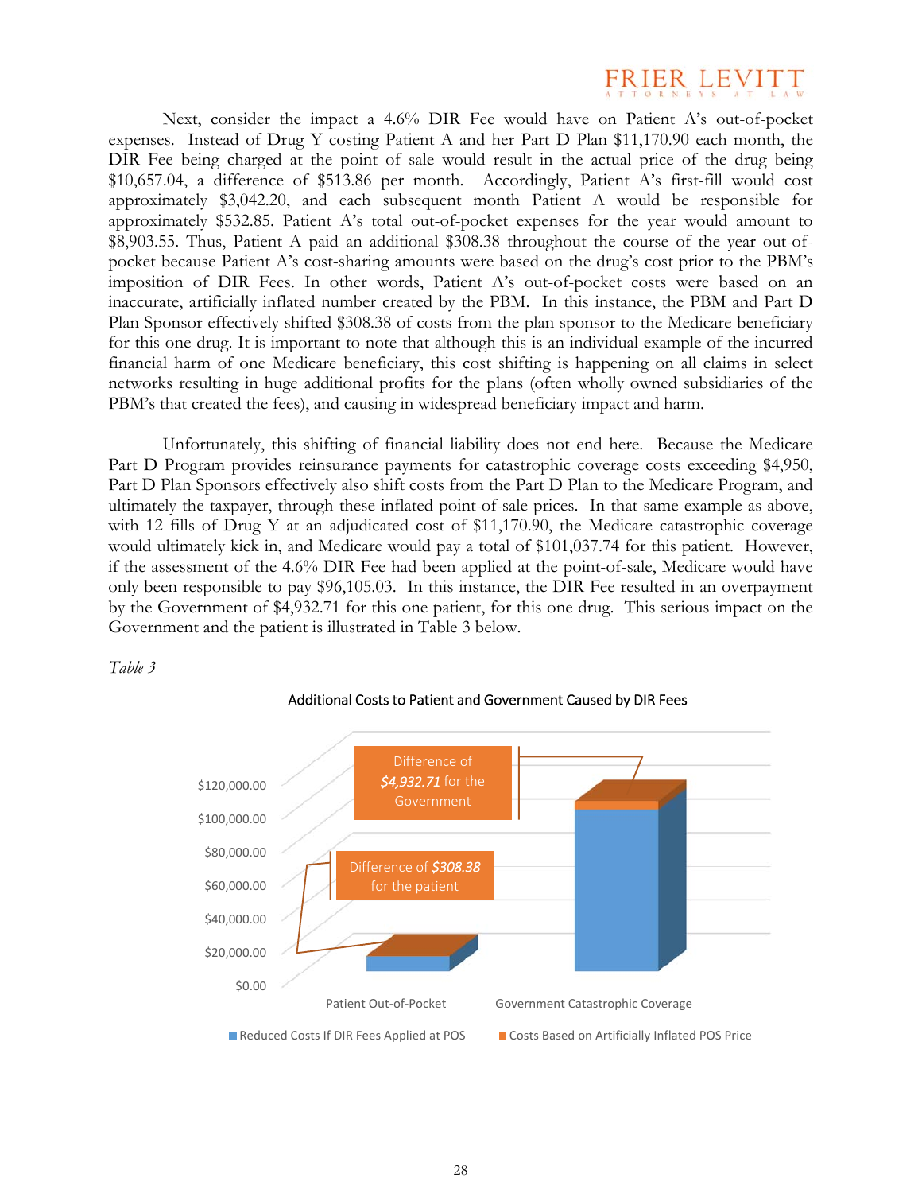Next, consider the impact a 4.6% DIR Fee would have on Patient A's out-of-pocket expenses. Instead of Drug Y costing Patient A and her Part D Plan $11,170.90 each month, the DIR Fee being charged at the point of sale would result in the actual price of the drug being $10,657.04, a difference of $513.86 per month. Accordingly, Patient A's first-fill would cost approximately $3,042.20, and each subsequent month Patient A would be responsible for approximately $532.85. Patient A's total out-of-pocket expenses for the year would amount to $8,903.55. Thus, Patient A paid an additional $308.38 throughout the course of the year out-of-pocket because Patient A's cost-sharing amounts were based on the drug's cost prior to the PBM's imposition of DIR Fees. In other words, Patient A's out-of-pocket costs were based on an inaccurate, artificially inflated number created by the PBM. In this instance, the PBM and Part D Plan Sponsor effectively shifted $308.38 of costs from the plan sponsor to the Medicare beneficiary for this one drug. It is important to note that although this is an individual example of the incurred financial harm of one Medicare beneficiary, this cost shifting is happening on all claims in select networks resulting in huge additional profits for the plans (often wholly owned subsidiaries of the PBM's that created the fees), and causing in widespread beneficiary impact and harm.

Unfortunately, this shifting of financial liability does not end here. Because the Medicare Part D Program provides reinsurance payments for catastrophic coverage costs exceeding $4,950, Part D Plan Sponsors effectively also shift costs from the Part D Plan to the Medicare Program, and ultimately the taxpayer, through these inflated point-of-sale prices. In that same example as above, with 12 fills of Drug Y at an adjudicated cost of $11,170.90, the Medicare catastrophic coverage would ultimately kick in, and Medicare would pay a total of $101,037.74 for this patient. However, if the assessment of the 4.6% DIR Fee had been applied at the point-of-sale, Medicare would have only been responsible to pay $96,105.03. In this instance, the DIR Fee resulted in an overpayment by the Government of $4,932.71 for this one patient, for this one drug. This serious impact on the Government and the patient is illustrated in Table 3 below.

*Table 3*

Additional Costs to Patient and Government Caused by DIR Fees

| | Patient Out-of-Pocket | Government Catastrophic Coverage |
|---|---|---|
| Reduced Costs If DIR Fees Applied at POS | $8,595.17 | $96,105.03 |
| Costs Based on Artificially Inflated POS Price | $8,903.55 | $101,037.74 |
| Difference | $308.38 for the patient | $4,932.71 for the Government |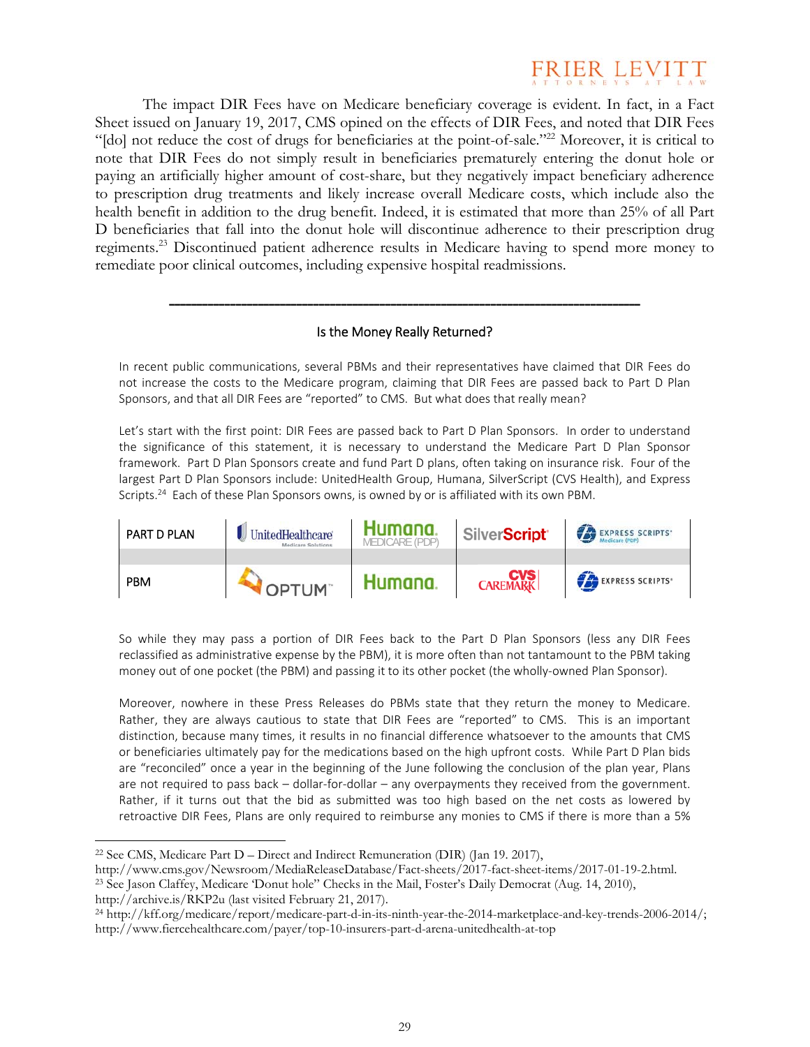The impact DIR Fees have on Medicare beneficiary coverage is evident. In fact, in a Fact Sheet issued on January 19, 2017, CMS opined on the effects of DIR Fees, and noted that DIR Fees "[do] not reduce the cost of drugs for beneficiaries at the point-of-sale."[22] Moreover, it is critical to note that DIR Fees do not simply result in beneficiaries prematurely entering the donut hole or paying an artificially higher amount of cost-share, but they negatively impact beneficiary adherence to prescription drug treatments and likely increase overall Medicare costs, which include also the health benefit in addition to the drug benefit. Indeed, it is estimated that more than 25% of all Part D beneficiaries that fall into the donut hole will discontinue adherence to their prescription drug regiments.[23] Discontinued patient adherence results in Medicare having to spend more money to remediate poor clinical outcomes, including expensive hospital readmissions.

---

### Is the Money Really Returned?

In recent public communications, several PBMs and their representatives have claimed that DIR Fees do not increase the costs to the Medicare program, claiming that DIR Fees are passed back to Part D Plan Sponsors, and that all DIR Fees are "reported" to CMS. But what does that really mean?

Let's start with the first point: DIR Fees are passed back to Part D Plan Sponsors. In order to understand the significance of this statement, it is necessary to understand the Medicare Part D Plan Sponsor framework. Part D Plan Sponsors create and fund Part D plans, often taking on insurance risk. Four of the largest Part D Plan Sponsors include: UnitedHealth Group, Humana, SilverScript (CVS Health), and Express Scripts.[24] Each of these Plan Sponsors owns, is owned by or is affiliated with its own PBM.

| PART D PLAN | UnitedHealthcare Medicare Solutions | Humana. MEDICARE (PDP) | SilverScript | EXPRESS SCRIPTS Medicare (PDP) |
|---|---|---|---|---|
| PBM | OPTUM | Humana. | CVS CAREMARK | EXPRESS SCRIPTS |

So while they may pass a portion of DIR Fees back to the Part D Plan Sponsors (less any DIR Fees reclassified as administrative expense by the PBM), it is more often than not tantamount to the PBM taking money out of one pocket (the PBM) and passing it to its other pocket (the wholly-owned Plan Sponsor).

Moreover, nowhere in these Press Releases do PBMs state that they return the money to Medicare. Rather, they are always cautious to state that DIR Fees are "reported" to CMS. This is an important distinction, because many times, it results in no financial difference whatsoever to the amounts that CMS or beneficiaries ultimately pay for the medications based on the high upfront costs. While Part D Plan bids are "reconciled" once a year in the beginning of the June following the conclusion of the plan year, Plans are not required to pass back – dollar-for-dollar – any overpayments they received from the government. Rather, if it turns out that the bid as submitted was too high based on the net costs as lowered by retroactive DIR Fees, Plans are only required to reimburse any monies to CMS if there is more than a 5%

---

[22] See CMS, Medicare Part D – Direct and Indirect Remuneration (DIR) (Jan 19. 2017), http://www.cms.gov/Newsroom/MediaReleaseDatabase/Fact-sheets/2017-fact-sheet-items/2017-01-19-2.html.

[23] See Jason Claffey, Medicare 'Donut hole" Checks in the Mail, Foster's Daily Democrat (Aug. 14, 2010), http://archive.is/RKP2u (last visited February 21, 2017).

[24] http://kff.org/medicare/report/medicare-part-d-in-its-ninth-year-the-2014-marketplace-and-key-trends-2006-2014/; http://www.fiercehealthcare.com/payer/top-10-insurers-part-d-arena-unitedhealth-at-top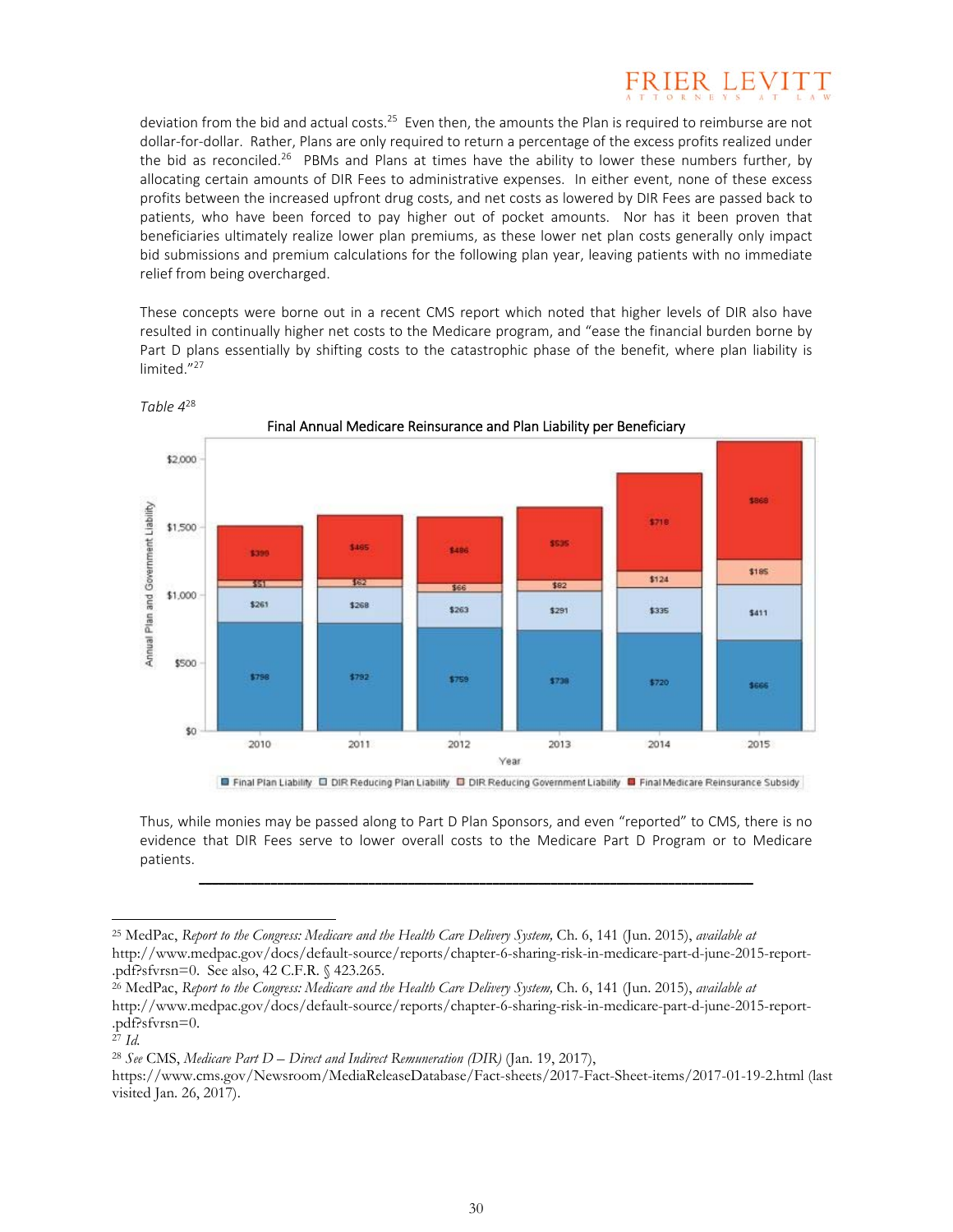deviation from the bid and actual costs.[25] Even then, the amounts the Plan is required to reimburse are not dollar-for-dollar. Rather, Plans are only required to return a percentage of the excess profits realized under the bid as reconciled.[26] PBMs and Plans at times have the ability to lower these numbers further, by allocating certain amounts of DIR Fees to administrative expenses. In either event, none of these excess profits between the increased upfront drug costs, and net costs as lowered by DIR Fees are passed back to patients, who have been forced to pay higher out of pocket amounts. Nor has it been proven that beneficiaries ultimately realize lower plan premiums, as these lower net plan costs generally only impact bid submissions and premium calculations for the following plan year, leaving patients with no immediate relief from being overcharged.

These concepts were borne out in a recent CMS report which noted that higher levels of DIR also have resulted in continually higher net costs to the Medicare program, and "ease the financial burden borne by Part D plans essentially by shifting costs to the catastrophic phase of the benefit, where plan liability is limited."[27]

*Table 4*[28]

**Final Annual Medicare Reinsurance and Plan Liability per Beneficiary**

| Year | Final Plan Liability | DIR Reducing Plan Liability | DIR Reducing Government Liability | Final Medicare Reinsurance Subsidy |
|---|---|---|---|---|
| 2010 | $798 | $261 | $51 | $390 |
| 2011 | $792 | $268 | $62 | $465 |
| 2012 | $759 | $263 | $66 | $486 |
| 2013 | $738 | $291 | $82 | $535 |
| 2014 | $720 | $335 | $124 | $718 |
| 2015 | $666 | $411 | $185 | $868 |

Thus, while monies may be passed along to Part D Plan Sponsors, and even "reported" to CMS, there is no evidence that DIR Fees serve to lower overall costs to the Medicare Part D Program or to Medicare patients.

---

[25] MedPac, *Report to the Congress: Medicare and the Health Care Delivery System,* Ch. 6, 141 (Jun. 2015), *available at* http://www.medpac.gov/docs/default-source/reports/chapter-6-sharing-risk-in-medicare-part-d-june-2015-report-.pdf?sfvrsn=0. See also, 42 C.F.R. § 423.265.

[26] MedPac, *Report to the Congress: Medicare and the Health Care Delivery System,* Ch. 6, 141 (Jun. 2015), *available at* http://www.medpac.gov/docs/default-source/reports/chapter-6-sharing-risk-in-medicare-part-d-june-2015-report-.pdf?sfvrsn=0.

[27] *Id.*

[28] *See* CMS, *Medicare Part D – Direct and Indirect Remuneration (DIR)* (Jan. 19, 2017), https://www.cms.gov/Newsroom/MediaReleaseDatabase/Fact-sheets/2017-Fact-Sheet-items/2017-01-19-2.html (last visited Jan. 26, 2017).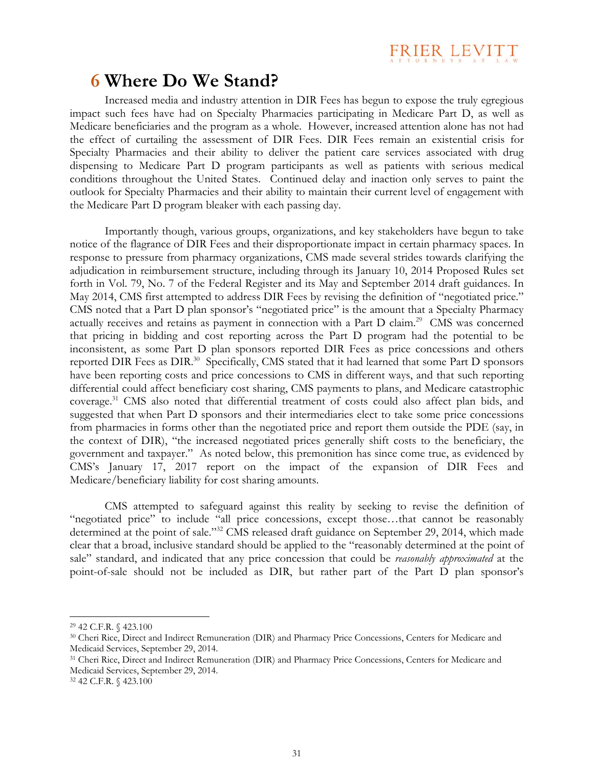# 6 Where Do We Stand?

Increased media and industry attention in DIR Fees has begun to expose the truly egregious impact such fees have had on Specialty Pharmacies participating in Medicare Part D, as well as Medicare beneficiaries and the program as a whole. However, increased attention alone has not had the effect of curtailing the assessment of DIR Fees. DIR Fees remain an existential crisis for Specialty Pharmacies and their ability to deliver the patient care services associated with drug dispensing to Medicare Part D program participants as well as patients with serious medical conditions throughout the United States. Continued delay and inaction only serves to paint the outlook for Specialty Pharmacies and their ability to maintain their current level of engagement with the Medicare Part D program bleaker with each passing day.

Importantly though, various groups, organizations, and key stakeholders have begun to take notice of the flagrance of DIR Fees and their disproportionate impact in certain pharmacy spaces. In response to pressure from pharmacy organizations, CMS made several strides towards clarifying the adjudication in reimbursement structure, including through its January 10, 2014 Proposed Rules set forth in Vol. 79, No. 7 of the Federal Register and its May and September 2014 draft guidances. In May 2014, CMS first attempted to address DIR Fees by revising the definition of "negotiated price." CMS noted that a Part D plan sponsor's "negotiated price" is the amount that a Specialty Pharmacy actually receives and retains as payment in connection with a Part D claim.[29] CMS was concerned that pricing in bidding and cost reporting across the Part D program had the potential to be inconsistent, as some Part D plan sponsors reported DIR Fees as price concessions and others reported DIR Fees as DIR.[30] Specifically, CMS stated that it had learned that some Part D sponsors have been reporting costs and price concessions to CMS in different ways, and that such reporting differential could affect beneficiary cost sharing, CMS payments to plans, and Medicare catastrophic coverage.[31] CMS also noted that differential treatment of costs could also affect plan bids, and suggested that when Part D sponsors and their intermediaries elect to take some price concessions from pharmacies in forms other than the negotiated price and report them outside the PDE (say, in the context of DIR), "the increased negotiated prices generally shift costs to the beneficiary, the government and taxpayer." As noted below, this premonition has since come true, as evidenced by CMS's January 17, 2017 report on the impact of the expansion of DIR Fees and Medicare/beneficiary liability for cost sharing amounts.

CMS attempted to safeguard against this reality by seeking to revise the definition of "negotiated price" to include "all price concessions, except those…that cannot be reasonably determined at the point of sale."[32] CMS released draft guidance on September 29, 2014, which made clear that a broad, inclusive standard should be applied to the "reasonably determined at the point of sale" standard, and indicated that any price concession that could be *reasonably approximated* at the point-of-sale should not be included as DIR, but rather part of the Part D plan sponsor's

---

[29] 42 C.F.R. § 423.100

[30] Cheri Rice, Direct and Indirect Remuneration (DIR) and Pharmacy Price Concessions, Centers for Medicare and Medicaid Services, September 29, 2014.

[31] Cheri Rice, Direct and Indirect Remuneration (DIR) and Pharmacy Price Concessions, Centers for Medicare and Medicaid Services, September 29, 2014.

[32] 42 C.F.R. § 423.100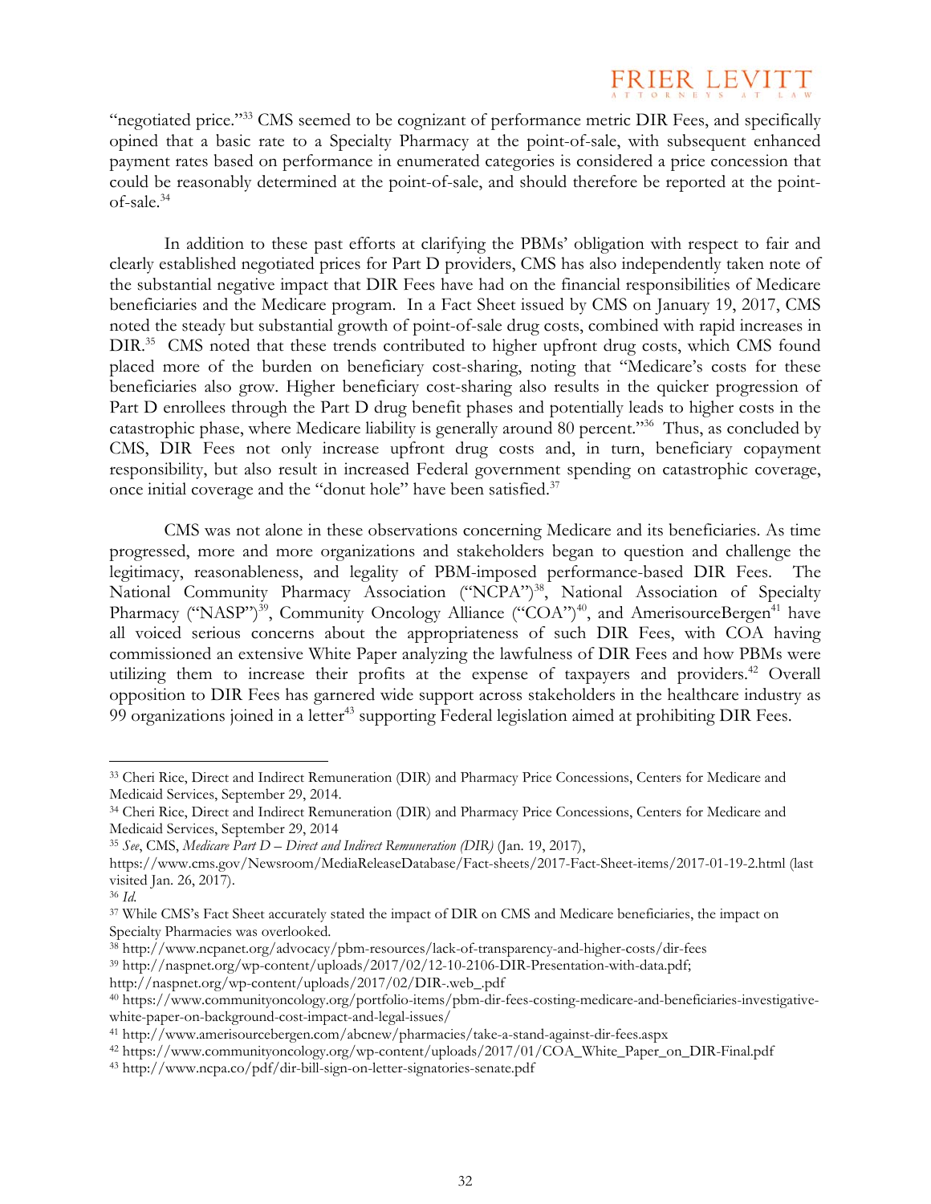"negotiated price."[33] CMS seemed to be cognizant of performance metric DIR Fees, and specifically opined that a basic rate to a Specialty Pharmacy at the point-of-sale, with subsequent enhanced payment rates based on performance in enumerated categories is considered a price concession that could be reasonably determined at the point-of-sale, and should therefore be reported at the point-of-sale.[34]

In addition to these past efforts at clarifying the PBMs' obligation with respect to fair and clearly established negotiated prices for Part D providers, CMS has also independently taken note of the substantial negative impact that DIR Fees have had on the financial responsibilities of Medicare beneficiaries and the Medicare program. In a Fact Sheet issued by CMS on January 19, 2017, CMS noted the steady but substantial growth of point-of-sale drug costs, combined with rapid increases in DIR.[35] CMS noted that these trends contributed to higher upfront drug costs, which CMS found placed more of the burden on beneficiary cost-sharing, noting that "Medicare's costs for these beneficiaries also grow. Higher beneficiary cost-sharing also results in the quicker progression of Part D enrollees through the Part D drug benefit phases and potentially leads to higher costs in the catastrophic phase, where Medicare liability is generally around 80 percent."[36] Thus, as concluded by CMS, DIR Fees not only increase upfront drug costs and, in turn, beneficiary copayment responsibility, but also result in increased Federal government spending on catastrophic coverage, once initial coverage and the "donut hole" have been satisfied.[37]

CMS was not alone in these observations concerning Medicare and its beneficiaries. As time progressed, more and more organizations and stakeholders began to question and challenge the legitimacy, reasonableness, and legality of PBM-imposed performance-based DIR Fees. The National Community Pharmacy Association ("NCPA")[38], National Association of Specialty Pharmacy ("NASP")[39], Community Oncology Alliance ("COA")[40], and AmerisourceBergen[41] have all voiced serious concerns about the appropriateness of such DIR Fees, with COA having commissioned an extensive White Paper analyzing the lawfulness of DIR Fees and how PBMs were utilizing them to increase their profits at the expense of taxpayers and providers.[42] Overall opposition to DIR Fees has garnered wide support across stakeholders in the healthcare industry as 99 organizations joined in a letter[43] supporting Federal legislation aimed at prohibiting DIR Fees.

---

[33] Cheri Rice, Direct and Indirect Remuneration (DIR) and Pharmacy Price Concessions, Centers for Medicare and Medicaid Services, September 29, 2014.

[34] Cheri Rice, Direct and Indirect Remuneration (DIR) and Pharmacy Price Concessions, Centers for Medicare and Medicaid Services, September 29, 2014

[35] *See*, CMS, *Medicare Part D – Direct and Indirect Remuneration (DIR)* (Jan. 19, 2017), https://www.cms.gov/Newsroom/MediaReleaseDatabase/Fact-sheets/2017-Fact-Sheet-items/2017-01-19-2.html (last visited Jan. 26, 2017).

[36] *Id.*

[37] While CMS's Fact Sheet accurately stated the impact of DIR on CMS and Medicare beneficiaries, the impact on Specialty Pharmacies was overlooked.

[38] http://www.ncpanet.org/advocacy/pbm-resources/lack-of-transparency-and-higher-costs/dir-fees

[39] http://naspnet.org/wp-content/uploads/2017/02/12-10-2106-DIR-Presentation-with-data.pdf; http://naspnet.org/wp-content/uploads/2017/02/DIR-.web_.pdf

[40] https://www.communityoncology.org/portfolio-items/pbm-dir-fees-costing-medicare-and-beneficiaries-investigative-white-paper-on-background-cost-impact-and-legal-issues/

[41] http://www.amerisourcebergen.com/abcnew/pharmacies/take-a-stand-against-dir-fees.aspx

[42] https://www.communityoncology.org/wp-content/uploads/2017/01/COA_White_Paper_on_DIR-Final.pdf

[43] http://www.ncpa.co/pdf/dir-bill-sign-on-letter-signatories-senate.pdf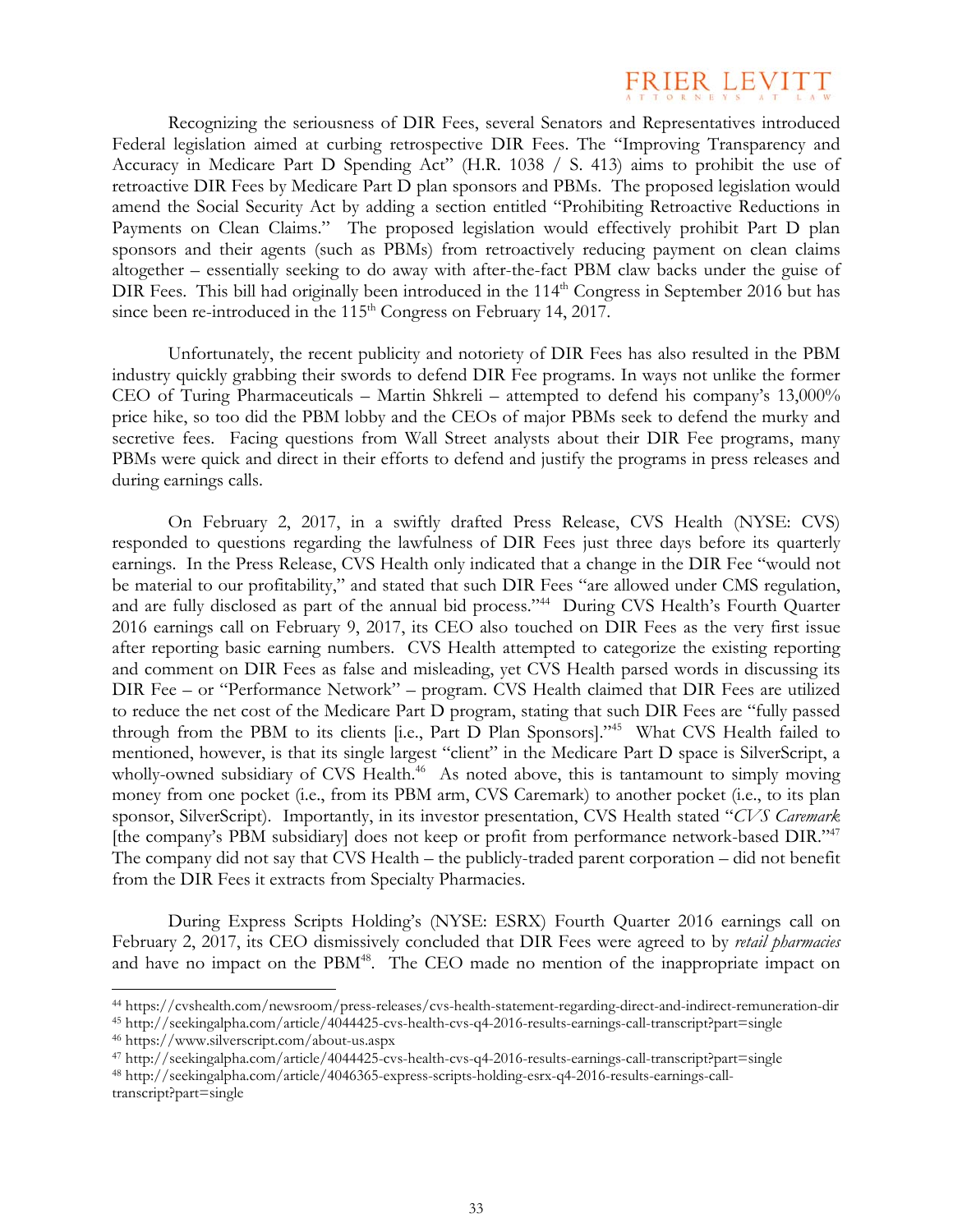Recognizing the seriousness of DIR Fees, several Senators and Representatives introduced Federal legislation aimed at curbing retrospective DIR Fees. The "Improving Transparency and Accuracy in Medicare Part D Spending Act" (H.R. 1038 / S. 413) aims to prohibit the use of retroactive DIR Fees by Medicare Part D plan sponsors and PBMs. The proposed legislation would amend the Social Security Act by adding a section entitled "Prohibiting Retroactive Reductions in Payments on Clean Claims." The proposed legislation would effectively prohibit Part D plan sponsors and their agents (such as PBMs) from retroactively reducing payment on clean claims altogether – essentially seeking to do away with after-the-fact PBM claw backs under the guise of DIR Fees. This bill had originally been introduced in the 114th Congress in September 2016 but has since been re-introduced in the 115th Congress on February 14, 2017.

Unfortunately, the recent publicity and notoriety of DIR Fees has also resulted in the PBM industry quickly grabbing their swords to defend DIR Fee programs. In ways not unlike the former CEO of Turing Pharmaceuticals – Martin Shkreli – attempted to defend his company's 13,000% price hike, so too did the PBM lobby and the CEOs of major PBMs seek to defend the murky and secretive fees. Facing questions from Wall Street analysts about their DIR Fee programs, many PBMs were quick and direct in their efforts to defend and justify the programs in press releases and during earnings calls.

On February 2, 2017, in a swiftly drafted Press Release, CVS Health (NYSE: CVS) responded to questions regarding the lawfulness of DIR Fees just three days before its quarterly earnings. In the Press Release, CVS Health only indicated that a change in the DIR Fee "would not be material to our profitability," and stated that such DIR Fees "are allowed under CMS regulation, and are fully disclosed as part of the annual bid process."[44] During CVS Health's Fourth Quarter 2016 earnings call on February 9, 2017, its CEO also touched on DIR Fees as the very first issue after reporting basic earning numbers. CVS Health attempted to categorize the existing reporting and comment on DIR Fees as false and misleading, yet CVS Health parsed words in discussing its DIR Fee – or "Performance Network" – program. CVS Health claimed that DIR Fees are utilized to reduce the net cost of the Medicare Part D program, stating that such DIR Fees are "fully passed through from the PBM to its clients [i.e., Part D Plan Sponsors]."[45] What CVS Health failed to mentioned, however, is that its single largest "client" in the Medicare Part D space is SilverScript, a wholly-owned subsidiary of CVS Health.[46] As noted above, this is tantamount to simply moving money from one pocket (i.e., from its PBM arm, CVS Caremark) to another pocket (i.e., to its plan sponsor, SilverScript). Importantly, in its investor presentation, CVS Health stated "*CVS Caremark* [the company's PBM subsidiary] does not keep or profit from performance network-based DIR."[47] The company did not say that CVS Health – the publicly-traded parent corporation – did not benefit from the DIR Fees it extracts from Specialty Pharmacies.

During Express Scripts Holding's (NYSE: ESRX) Fourth Quarter 2016 earnings call on February 2, 2017, its CEO dismissively concluded that DIR Fees were agreed to by *retail pharmacies* and have no impact on the PBM[48]. The CEO made no mention of the inappropriate impact on

---

[44] https://cvshealth.com/newsroom/press-releases/cvs-health-statement-regarding-direct-and-indirect-remuneration-dir

[45] http://seekingalpha.com/article/4044425-cvs-health-cvs-q4-2016-results-earnings-call-transcript?part=single

[46] https://www.silverscript.com/about-us.aspx

[47] http://seekingalpha.com/article/4044425-cvs-health-cvs-q4-2016-results-earnings-call-transcript?part=single

[48] http://seekingalpha.com/article/4046365-express-scripts-holding-esrx-q4-2016-results-earnings-call-transcript?part=single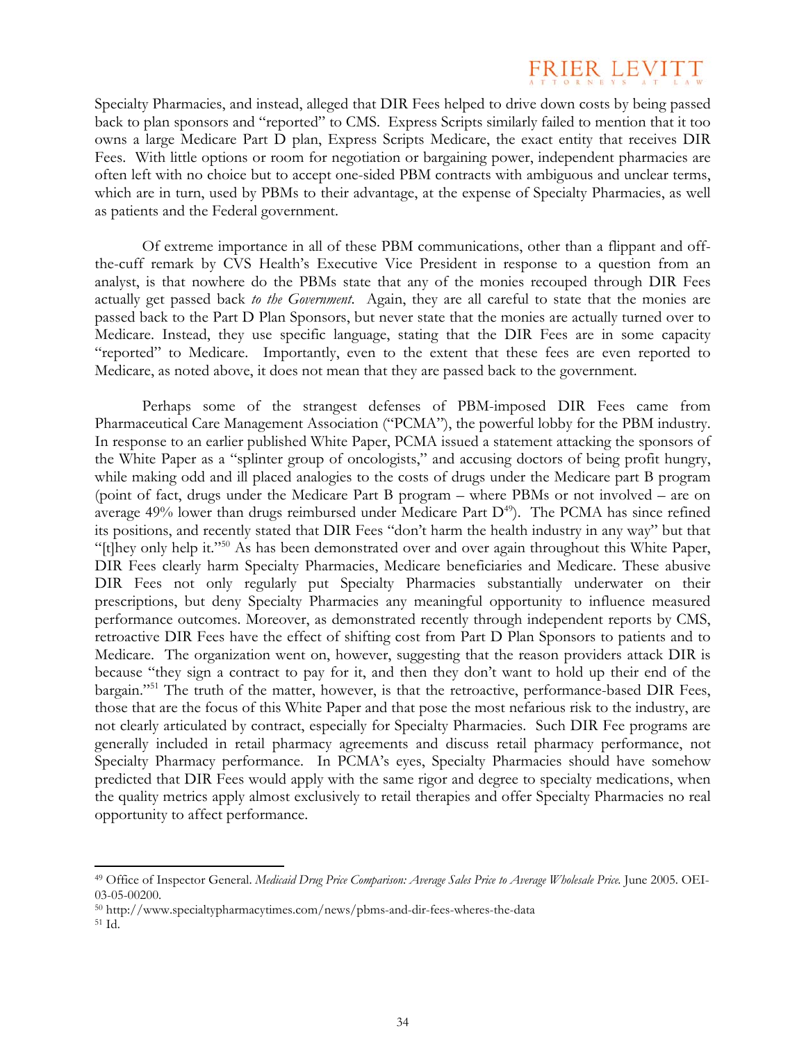Specialty Pharmacies, and instead, alleged that DIR Fees helped to drive down costs by being passed back to plan sponsors and "reported" to CMS. Express Scripts similarly failed to mention that it too owns a large Medicare Part D plan, Express Scripts Medicare, the exact entity that receives DIR Fees. With little options or room for negotiation or bargaining power, independent pharmacies are often left with no choice but to accept one-sided PBM contracts with ambiguous and unclear terms, which are in turn, used by PBMs to their advantage, at the expense of Specialty Pharmacies, as well as patients and the Federal government.

Of extreme importance in all of these PBM communications, other than a flippant and off-the-cuff remark by CVS Health's Executive Vice President in response to a question from an analyst, is that nowhere do the PBMs state that any of the monies recouped through DIR Fees actually get passed back *to the Government*. Again, they are all careful to state that the monies are passed back to the Part D Plan Sponsors, but never state that the monies are actually turned over to Medicare. Instead, they use specific language, stating that the DIR Fees are in some capacity "reported" to Medicare. Importantly, even to the extent that these fees are even reported to Medicare, as noted above, it does not mean that they are passed back to the government.

Perhaps some of the strangest defenses of PBM-imposed DIR Fees came from Pharmaceutical Care Management Association ("PCMA"), the powerful lobby for the PBM industry. In response to an earlier published White Paper, PCMA issued a statement attacking the sponsors of the White Paper as a "splinter group of oncologists," and accusing doctors of being profit hungry, while making odd and ill placed analogies to the costs of drugs under the Medicare part B program (point of fact, drugs under the Medicare Part B program – where PBMs or not involved – are on average 49% lower than drugs reimbursed under Medicare Part D[49]). The PCMA has since refined its positions, and recently stated that DIR Fees "don't harm the health industry in any way" but that "[t]hey only help it."[50] As has been demonstrated over and over again throughout this White Paper, DIR Fees clearly harm Specialty Pharmacies, Medicare beneficiaries and Medicare. These abusive DIR Fees not only regularly put Specialty Pharmacies substantially underwater on their prescriptions, but deny Specialty Pharmacies any meaningful opportunity to influence measured performance outcomes. Moreover, as demonstrated recently through independent reports by CMS, retroactive DIR Fees have the effect of shifting cost from Part D Plan Sponsors to patients and to Medicare. The organization went on, however, suggesting that the reason providers attack DIR is because "they sign a contract to pay for it, and then they don't want to hold up their end of the bargain."[51] The truth of the matter, however, is that the retroactive, performance-based DIR Fees, those that are the focus of this White Paper and that pose the most nefarious risk to the industry, are not clearly articulated by contract, especially for Specialty Pharmacies. Such DIR Fee programs are generally included in retail pharmacy agreements and discuss retail pharmacy performance, not Specialty Pharmacy performance. In PCMA's eyes, Specialty Pharmacies should have somehow predicted that DIR Fees would apply with the same rigor and degree to specialty medications, when the quality metrics apply almost exclusively to retail therapies and offer Specialty Pharmacies no real opportunity to affect performance.

---

[49] Office of Inspector General. *Medicaid Drug Price Comparison: Average Sales Price to Average Wholesale Price.* June 2005. OEI-03-05-00200.

[50] http://www.specialtypharmacytimes.com/news/pbms-and-dir-fees-wheres-the-data

[51] Id.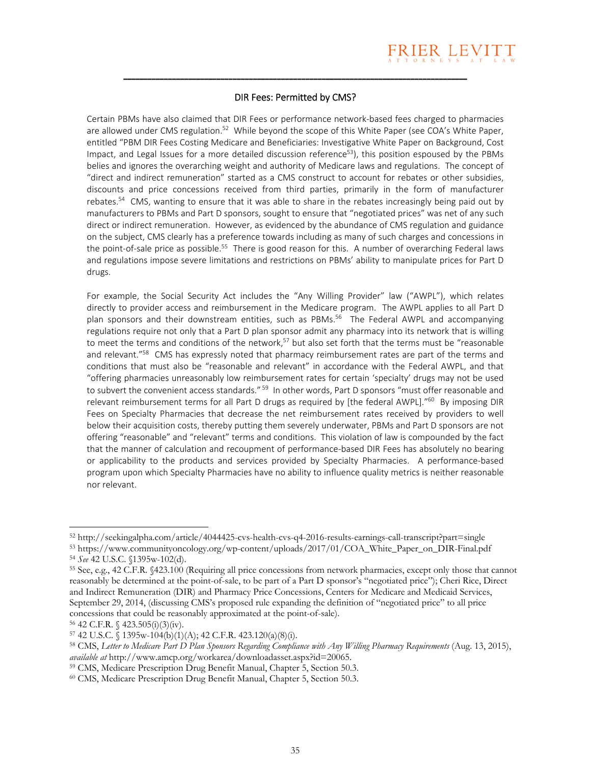## DIR Fees: Permitted by CMS?

Certain PBMs have also claimed that DIR Fees or performance network-based fees charged to pharmacies are allowed under CMS regulation.[52] While beyond the scope of this White Paper (see COA's White Paper, entitled "PBM DIR Fees Costing Medicare and Beneficiaries: Investigative White Paper on Background, Cost Impact, and Legal Issues for a more detailed discussion reference[53]), this position espoused by the PBMs belies and ignores the overarching weight and authority of Medicare laws and regulations. The concept of "direct and indirect remuneration" started as a CMS construct to account for rebates or other subsidies, discounts and price concessions received from third parties, primarily in the form of manufacturer rebates.[54] CMS, wanting to ensure that it was able to share in the rebates increasingly being paid out by manufacturers to PBMs and Part D sponsors, sought to ensure that "negotiated prices" was net of any such direct or indirect remuneration. However, as evidenced by the abundance of CMS regulation and guidance on the subject, CMS clearly has a preference towards including as many of such charges and concessions in the point-of-sale price as possible.[55] There is good reason for this. A number of overarching Federal laws and regulations impose severe limitations and restrictions on PBMs' ability to manipulate prices for Part D drugs.

For example, the Social Security Act includes the "Any Willing Provider" law ("AWPL"), which relates directly to provider access and reimbursement in the Medicare program. The AWPL applies to all Part D plan sponsors and their downstream entities, such as PBMs.[56] The Federal AWPL and accompanying regulations require not only that a Part D plan sponsor admit any pharmacy into its network that is willing to meet the terms and conditions of the network,[57] but also set forth that the terms must be "reasonable and relevant."[58] CMS has expressly noted that pharmacy reimbursement rates are part of the terms and conditions that must also be "reasonable and relevant" in accordance with the Federal AWPL, and that "offering pharmacies unreasonably low reimbursement rates for certain 'specialty' drugs may not be used to subvert the convenient access standards."[59] In other words, Part D sponsors "must offer reasonable and relevant reimbursement terms for all Part D drugs as required by [the federal AWPL]."[60] By imposing DIR Fees on Specialty Pharmacies that decrease the net reimbursement rates received by providers to well below their acquisition costs, thereby putting them severely underwater, PBMs and Part D sponsors are not offering "reasonable" and "relevant" terms and conditions. This violation of law is compounded by the fact that the manner of calculation and recoupment of performance-based DIR Fees has absolutely no bearing or applicability to the products and services provided by Specialty Pharmacies. A performance-based program upon which Specialty Pharmacies have no ability to influence quality metrics is neither reasonable nor relevant.

---

[52] http://seekingalpha.com/article/4044425-cvs-health-cvs-q4-2016-results-earnings-call-transcript?part=single

[53] https://www.communityoncology.org/wp-content/uploads/2017/01/COA_White_Paper_on_DIR-Final.pdf

[54] *See* 42 U.S.C. §1395w-102(d).

[55] See, e.g., 42 C.F.R. §423.100 (Requiring all price concessions from network pharmacies, except only those that cannot reasonably be determined at the point-of-sale, to be part of a Part D sponsor's "negotiated price"); Cheri Rice, Direct and Indirect Remuneration (DIR) and Pharmacy Price Concessions, Centers for Medicare and Medicaid Services, September 29, 2014, (discussing CMS's proposed rule expanding the definition of "negotiated price" to all price concessions that could be reasonably approximated at the point-of-sale).

[56] 42 C.F.R. § 423.505(i)(3)(iv).

[57] 42 U.S.C. § 1395w-104(b)(1)(A); 42 C.F.R. 423.120(a)(8)(i).

[58] CMS, *Letter to Medicare Part D Plan Sponsors Regarding Compliance with Any Willing Pharmacy Requirements* (Aug. 13, 2015), *available at* http://www.amcp.org/workarea/downloadasset.aspx?id=20065.

[59] CMS, Medicare Prescription Drug Benefit Manual, Chapter 5, Section 50.3.

[60] CMS, Medicare Prescription Drug Benefit Manual, Chapter 5, Section 50.3.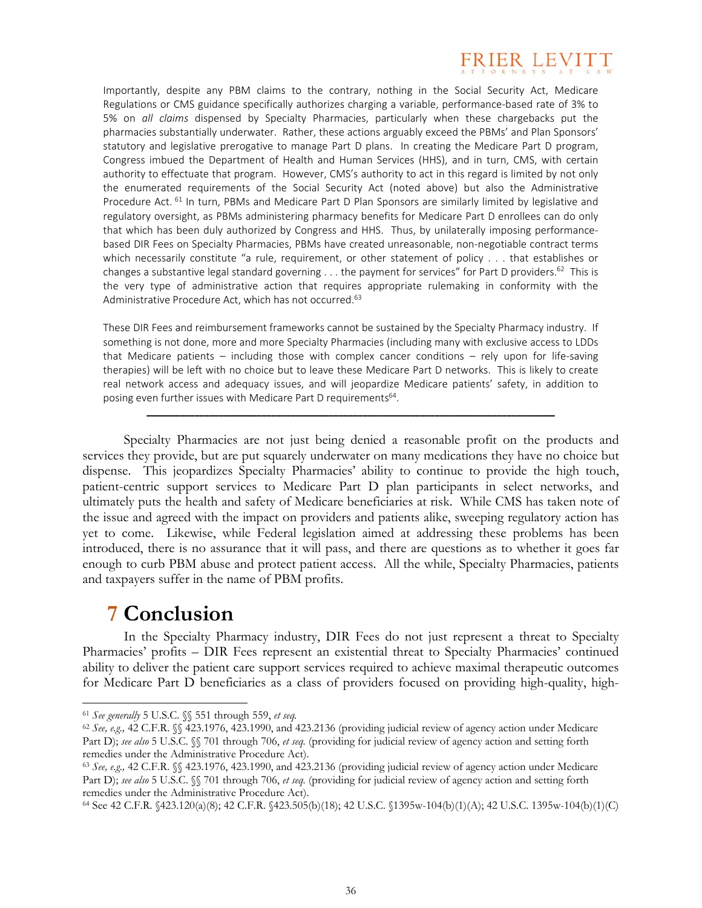Importantly, despite any PBM claims to the contrary, nothing in the Social Security Act, Medicare Regulations or CMS guidance specifically authorizes charging a variable, performance-based rate of 3% to 5% on *all claims* dispensed by Specialty Pharmacies, particularly when these chargebacks put the pharmacies substantially underwater. Rather, these actions arguably exceed the PBMs' and Plan Sponsors' statutory and legislative prerogative to manage Part D plans. In creating the Medicare Part D program, Congress imbued the Department of Health and Human Services (HHS), and in turn, CMS, with certain authority to effectuate that program. However, CMS's authority to act in this regard is limited by not only the enumerated requirements of the Social Security Act (noted above) but also the Administrative Procedure Act.[61] In turn, PBMs and Medicare Part D Plan Sponsors are similarly limited by legislative and regulatory oversight, as PBMs administering pharmacy benefits for Medicare Part D enrollees can do only that which has been duly authorized by Congress and HHS. Thus, by unilaterally imposing performance-based DIR Fees on Specialty Pharmacies, PBMs have created unreasonable, non-negotiable contract terms which necessarily constitute "a rule, requirement, or other statement of policy . . . that establishes or changes a substantive legal standard governing . . . the payment for services" for Part D providers.[62] This is the very type of administrative action that requires appropriate rulemaking in conformity with the Administrative Procedure Act, which has not occurred.[63]

These DIR Fees and reimbursement frameworks cannot be sustained by the Specialty Pharmacy industry. If something is not done, more and more Specialty Pharmacies (including many with exclusive access to LDDs that Medicare patients – including those with complex cancer conditions – rely upon for life-saving therapies) will be left with no choice but to leave these Medicare Part D networks. This is likely to create real network access and adequacy issues, and will jeopardize Medicare patients' safety, in addition to posing even further issues with Medicare Part D requirements[64].

---

Specialty Pharmacies are not just being denied a reasonable profit on the products and services they provide, but are put squarely underwater on many medications they have no choice but dispense. This jeopardizes Specialty Pharmacies' ability to continue to provide the high touch, patient-centric support services to Medicare Part D plan participants in select networks, and ultimately puts the health and safety of Medicare beneficiaries at risk. While CMS has taken note of the issue and agreed with the impact on providers and patients alike, sweeping regulatory action has yet to come. Likewise, while Federal legislation aimed at addressing these problems has been introduced, there is no assurance that it will pass, and there are questions as to whether it goes far enough to curb PBM abuse and protect patient access. All the while, Specialty Pharmacies, patients and taxpayers suffer in the name of PBM profits.

# 7 Conclusion

In the Specialty Pharmacy industry, DIR Fees do not just represent a threat to Specialty Pharmacies' profits – DIR Fees represent an existential threat to Specialty Pharmacies' continued ability to deliver the patient care support services required to achieve maximal therapeutic outcomes for Medicare Part D beneficiaries as a class of providers focused on providing high-quality, high-

---

[61] *See generally* 5 U.S.C. §§ 551 through 559, *et seq.*

[62] *See, e.g.,* 42 C.F.R. §§ 423.1976, 423.1990, and 423.2136 (providing judicial review of agency action under Medicare Part D); *see also* 5 U.S.C. §§ 701 through 706, *et seq.* (providing for judicial review of agency action and setting forth remedies under the Administrative Procedure Act).

[63] *See, e.g.,* 42 C.F.R. §§ 423.1976, 423.1990, and 423.2136 (providing judicial review of agency action under Medicare Part D); *see also* 5 U.S.C. §§ 701 through 706, *et seq.* (providing for judicial review of agency action and setting forth remedies under the Administrative Procedure Act).

[64] See 42 C.F.R. §423.120(a)(8); 42 C.F.R. §423.505(b)(18); 42 U.S.C. §1395w-104(b)(1)(A); 42 U.S.C. 1395w-104(b)(1)(C)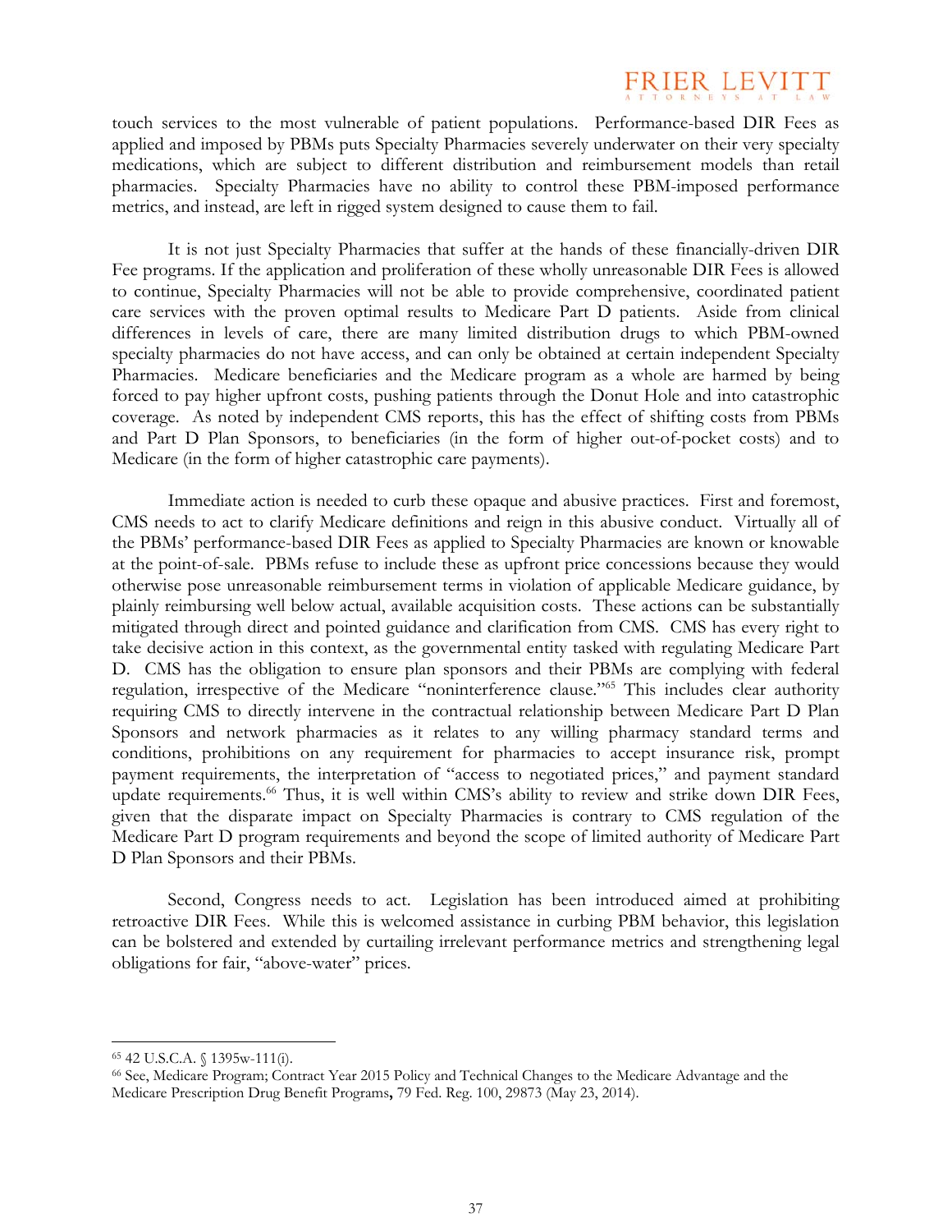touch services to the most vulnerable of patient populations. Performance-based DIR Fees as applied and imposed by PBMs puts Specialty Pharmacies severely underwater on their very specialty medications, which are subject to different distribution and reimbursement models than retail pharmacies. Specialty Pharmacies have no ability to control these PBM-imposed performance metrics, and instead, are left in rigged system designed to cause them to fail.

It is not just Specialty Pharmacies that suffer at the hands of these financially-driven DIR Fee programs. If the application and proliferation of these wholly unreasonable DIR Fees is allowed to continue, Specialty Pharmacies will not be able to provide comprehensive, coordinated patient care services with the proven optimal results to Medicare Part D patients. Aside from clinical differences in levels of care, there are many limited distribution drugs to which PBM-owned specialty pharmacies do not have access, and can only be obtained at certain independent Specialty Pharmacies. Medicare beneficiaries and the Medicare program as a whole are harmed by being forced to pay higher upfront costs, pushing patients through the Donut Hole and into catastrophic coverage. As noted by independent CMS reports, this has the effect of shifting costs from PBMs and Part D Plan Sponsors, to beneficiaries (in the form of higher out-of-pocket costs) and to Medicare (in the form of higher catastrophic care payments).

Immediate action is needed to curb these opaque and abusive practices. First and foremost, CMS needs to act to clarify Medicare definitions and reign in this abusive conduct. Virtually all of the PBMs' performance-based DIR Fees as applied to Specialty Pharmacies are known or knowable at the point-of-sale. PBMs refuse to include these as upfront price concessions because they would otherwise pose unreasonable reimbursement terms in violation of applicable Medicare guidance, by plainly reimbursing well below actual, available acquisition costs. These actions can be substantially mitigated through direct and pointed guidance and clarification from CMS. CMS has every right to take decisive action in this context, as the governmental entity tasked with regulating Medicare Part D. CMS has the obligation to ensure plan sponsors and their PBMs are complying with federal regulation, irrespective of the Medicare "noninterference clause."[65] This includes clear authority requiring CMS to directly intervene in the contractual relationship between Medicare Part D Plan Sponsors and network pharmacies as it relates to any willing pharmacy standard terms and conditions, prohibitions on any requirement for pharmacies to accept insurance risk, prompt payment requirements, the interpretation of "access to negotiated prices," and payment standard update requirements.[66] Thus, it is well within CMS's ability to review and strike down DIR Fees, given that the disparate impact on Specialty Pharmacies is contrary to CMS regulation of the Medicare Part D program requirements and beyond the scope of limited authority of Medicare Part D Plan Sponsors and their PBMs.

Second, Congress needs to act. Legislation has been introduced aimed at prohibiting retroactive DIR Fees. While this is welcomed assistance in curbing PBM behavior, this legislation can be bolstered and extended by curtailing irrelevant performance metrics and strengthening legal obligations for fair, "above-water" prices.

---

[65] 42 U.S.C.A. § 1395w-111(i).

[66] See, Medicare Program; Contract Year 2015 Policy and Technical Changes to the Medicare Advantage and the Medicare Prescription Drug Benefit Programs**,** 79 Fed. Reg. 100, 29873 (May 23, 2014).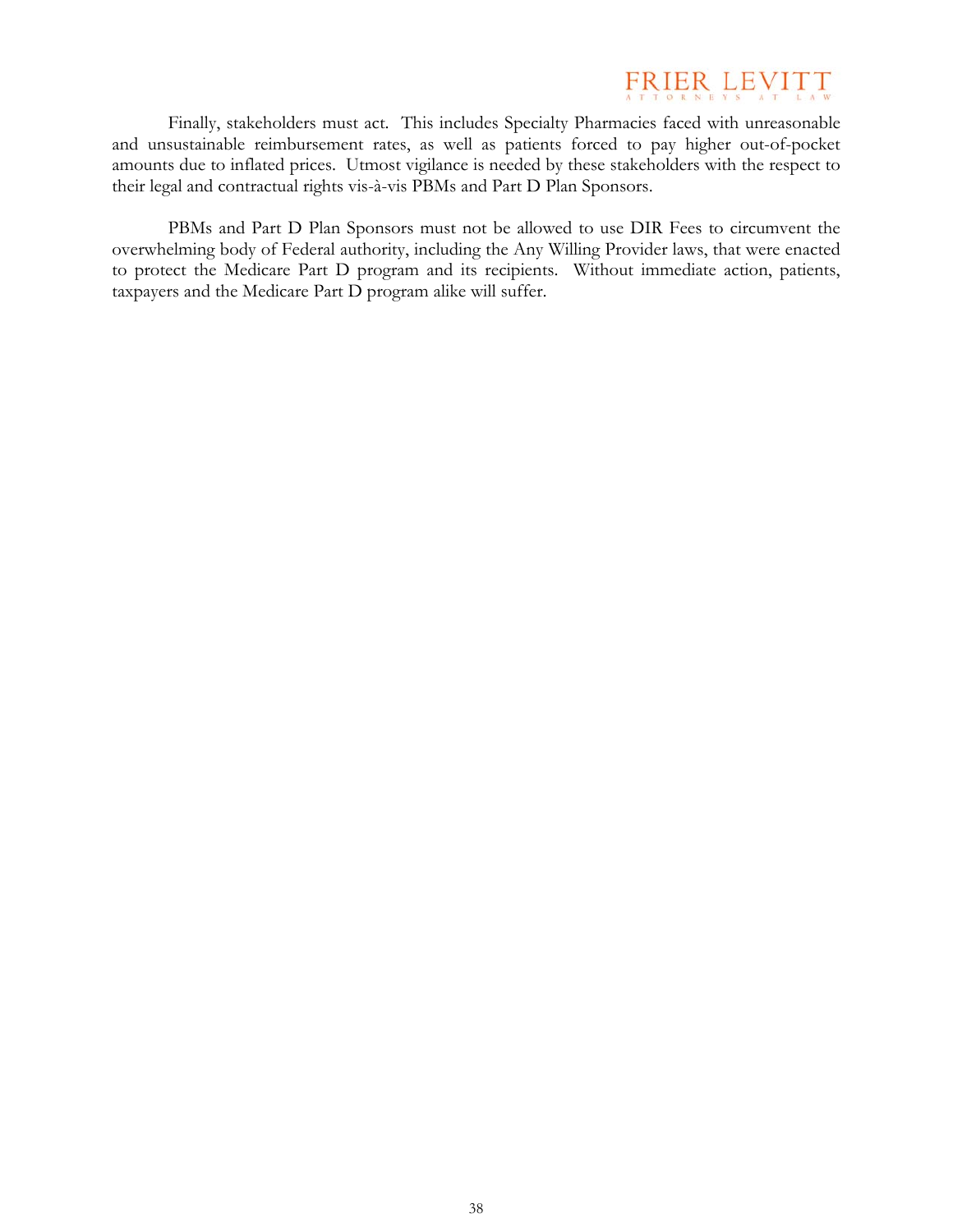Finally, stakeholders must act. This includes Specialty Pharmacies faced with unreasonable and unsustainable reimbursement rates, as well as patients forced to pay higher out-of-pocket amounts due to inflated prices. Utmost vigilance is needed by these stakeholders with the respect to their legal and contractual rights vis-à-vis PBMs and Part D Plan Sponsors.

PBMs and Part D Plan Sponsors must not be allowed to use DIR Fees to circumvent the overwhelming body of Federal authority, including the Any Willing Provider laws, that were enacted to protect the Medicare Part D program and its recipients. Without immediate action, patients, taxpayers and the Medicare Part D program alike will suffer.